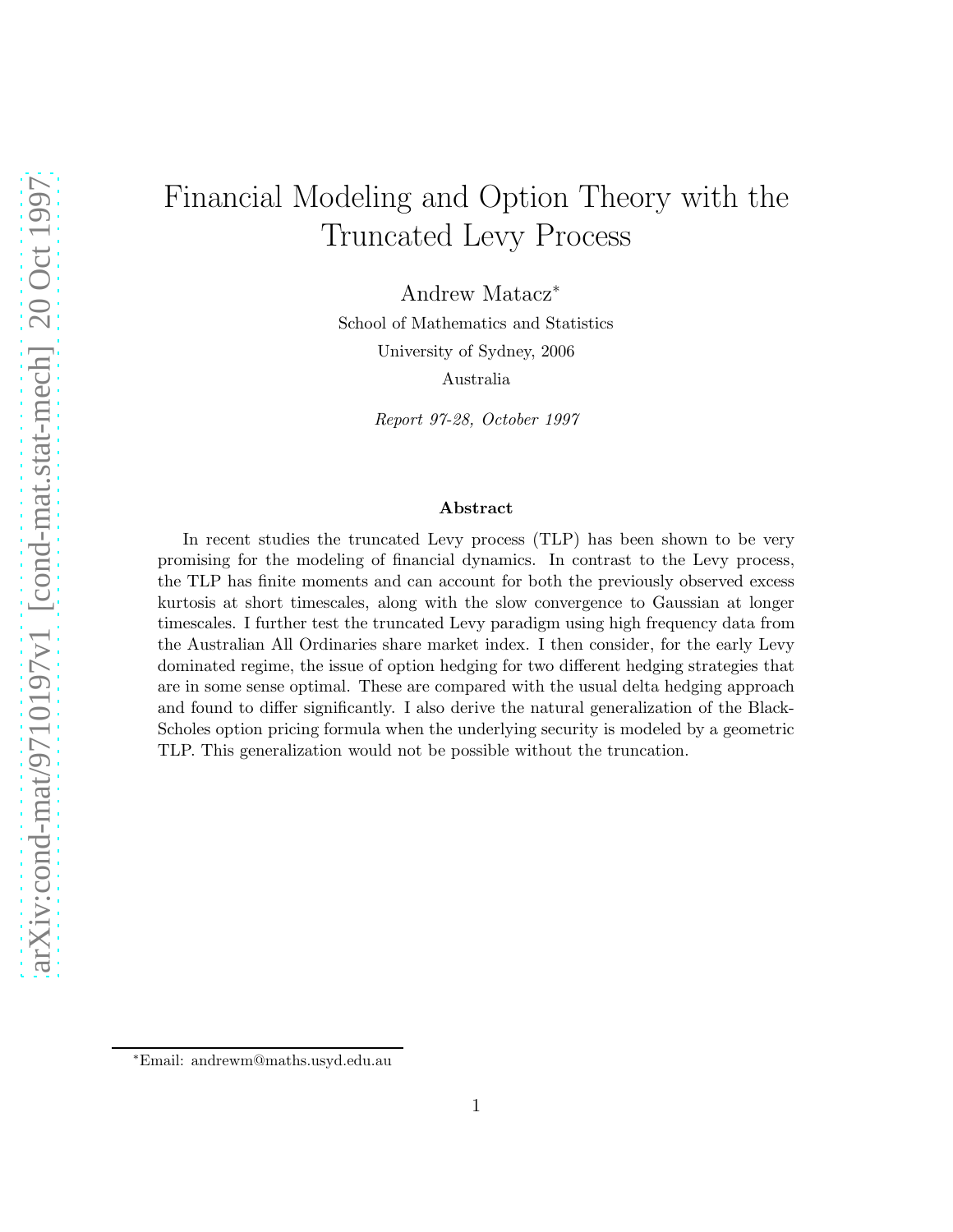# Financial Modeling and Option Theory with the Truncated Levy Process

Andrew Matacz*

School of Mathematics and Statistics

University of Sydney, 2006

Australia

*Report 97-28, October 1997*

### Abstract

In recent studies the truncated Levy process (TLP) has been shown to be very promising for the modeling of financial dynamics. In contrast to the Levy process, the TLP has finite moments and can account for both the previously observed excess kurtosis at short timescales, along with the slow convergence to Gaussian at longer timescales. I further test the truncated Levy paradigm using high frequency data from the Australian All Ordinaries share market index. I then consider, for the early Levy dominated regime, the issue of option hedging for two different hedging strategies that are in some sense optimal. These are compared with the usual delta hedging approach and found to differ significantly. I also derive the natural generalization of the Black-Scholes option pricing formula when the underlying security is modeled by a geometric TLP. This generalization would not be possible without the truncation.

*Email: andrewm@maths.usyd.edu.au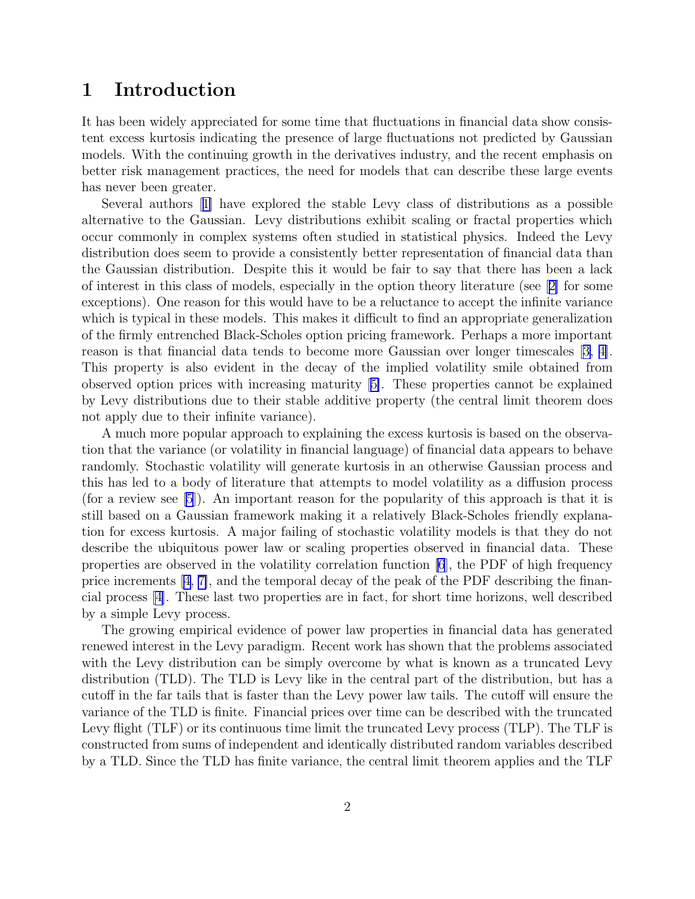# 1 Introduction

It has been widely appreciated for some time that fluctuations in financial data show consistent excess kurtosis indicating the presence of large fluctuations not predicted by Gaussian models. With the continuing growth in the derivatives industry, and the recent emphasis on better risk management practices, the need for models that can describe these large events has never been greater.

Several authors [1] have explored the stable Levy class of distributions as a possible alternative to the Gaussian. Levy distributions exhibit scaling or fractal properties which occur commonly in complex systems often studied in statistical physics. Indeed the Levy distribution does seem to provide a consistently better representation of financial data than the Gaussian distribution. Despite this it would be fair to say that there has been a lack of interest in this class of models, especially in the option theory literature (see [2] for some exceptions). One reason for this would have to be a reluctance to accept the infinite variance which is typical in these models. This makes it difficult to find an appropriate generalization of the firmly entrenched Black-Scholes option pricing framework. Perhaps a more important reason is that financial data tends to become more Gaussian over longer timescales [3, 4]. This property is also evident in the decay of the implied volatility smile obtained from observed option prices with increasing maturity [5]. These properties cannot be explained by Levy distributions due to their stable additive property (the central limit theorem does not apply due to their infinite variance).

A much more popular approach to explaining the excess kurtosis is based on the observation that the variance (or volatility in financial language) of financial data appears to behave randomly. Stochastic volatility will generate kurtosis in an otherwise Gaussian process and this has led to a body of literature that attempts to model volatility as a diffusion process (for a review see [5]). An important reason for the popularity of this approach is that it is still based on a Gaussian framework making it a relatively Black-Scholes friendly explanation for excess kurtosis. A major failing of stochastic volatility models is that they do not describe the ubiquitous power law or scaling properties observed in financial data. These properties are observed in the volatility correlation function [6], the PDF of high frequency price increments [4, 7], and the temporal decay of the peak of the PDF describing the financial process [4]. These last two properties are in fact, for short time horizons, well described by a simple Levy process.

The growing empirical evidence of power law properties in financial data has generated renewed interest in the Levy paradigm. Recent work has shown that the problems associated with the Levy distribution can be simply overcome by what is known as a truncated Levy distribution (TLD). The TLD is Levy like in the central part of the distribution, but has a cutoff in the far tails that is faster than the Levy power law tails. The cutoff will ensure the variance of the TLD is finite. Financial prices over time can be described with the truncated Levy flight (TLF) or its continuous time limit the truncated Levy process (TLP). The TLF is constructed from sums of independent and identically distributed random variables described by a TLD. Since the TLD has finite variance, the central limit theorem applies and the TLF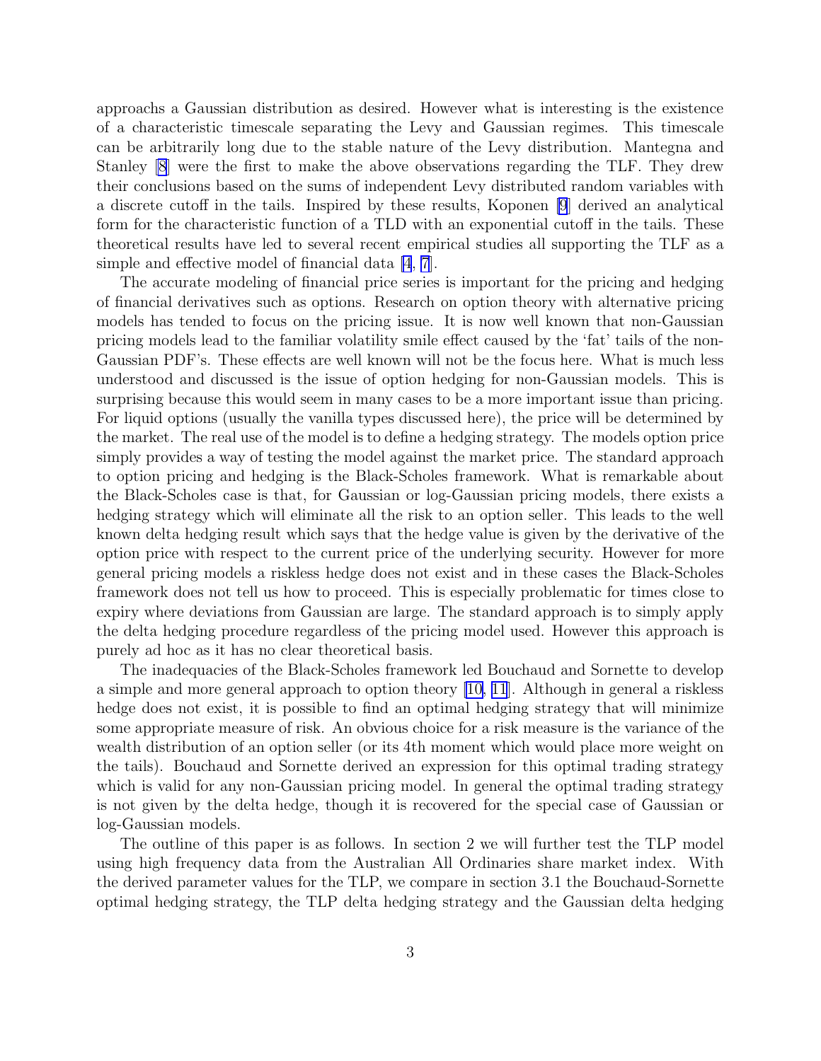approachs a Gaussian distribution as desired. However what is interesting is the existence of a characteristic timescale separating the Levy and Gaussian regimes. This timescale can be arbitrarily long due to the stable nature of the Levy distribution. Mantegna and Stanley [8] were the first to make the above observations regarding the TLF. They drew their conclusions based on the sums of independent Levy distributed random variables with a discrete cutoff in the tails. Inspired by these results, Koponen [9] derived an analytical form for the characteristic function of a TLD with an exponential cutoff in the tails. These theoretical results have led to several recent empirical studies all supporting the TLF as a simple and effective model of financial data [4, 7].

The accurate modeling of financial price series is important for the pricing and hedging of financial derivatives such as options. Research on option theory with alternative pricing models has tended to focus on the pricing issue. It is now well known that non-Gaussian pricing models lead to the familiar volatility smile effect caused by the 'fat' tails of the non-Gaussian PDF's. These effects are well known will not be the focus here. What is much less understood and discussed is the issue of option hedging for non-Gaussian models. This is surprising because this would seem in many cases to be a more important issue than pricing. For liquid options (usually the vanilla types discussed here), the price will be determined by the market. The real use of the model is to define a hedging strategy. The models option price simply provides a way of testing the model against the market price. The standard approach to option pricing and hedging is the Black-Scholes framework. What is remarkable about the Black-Scholes case is that, for Gaussian or log-Gaussian pricing models, there exists a hedging strategy which will eliminate all the risk to an option seller. This leads to the well known delta hedging result which says that the hedge value is given by the derivative of the option price with respect to the current price of the underlying security. However for more general pricing models a riskless hedge does not exist and in these cases the Black-Scholes framework does not tell us how to proceed. This is especially problematic for times close to expiry where deviations from Gaussian are large. The standard approach is to simply apply the delta hedging procedure regardless of the pricing model used. However this approach is purely ad hoc as it has no clear theoretical basis.

The inadequacies of the Black-Scholes framework led Bouchaud and Sornette to develop a simple and more general approach to option theory [10, 11]. Although in general a riskless hedge does not exist, it is possible to find an optimal hedging strategy that will minimize some appropriate measure of risk. An obvious choice for a risk measure is the variance of the wealth distribution of an option seller (or its 4th moment which would place more weight on the tails). Bouchaud and Sornette derived an expression for this optimal trading strategy which is valid for any non-Gaussian pricing model. In general the optimal trading strategy is not given by the delta hedge, though it is recovered for the special case of Gaussian or log-Gaussian models.

The outline of this paper is as follows. In section 2 we will further test the TLP model using high frequency data from the Australian All Ordinaries share market index. With the derived parameter values for the TLP, we compare in section 3.1 the Bouchaud-Sornette optimal hedging strategy, the TLP delta hedging strategy and the Gaussian delta hedging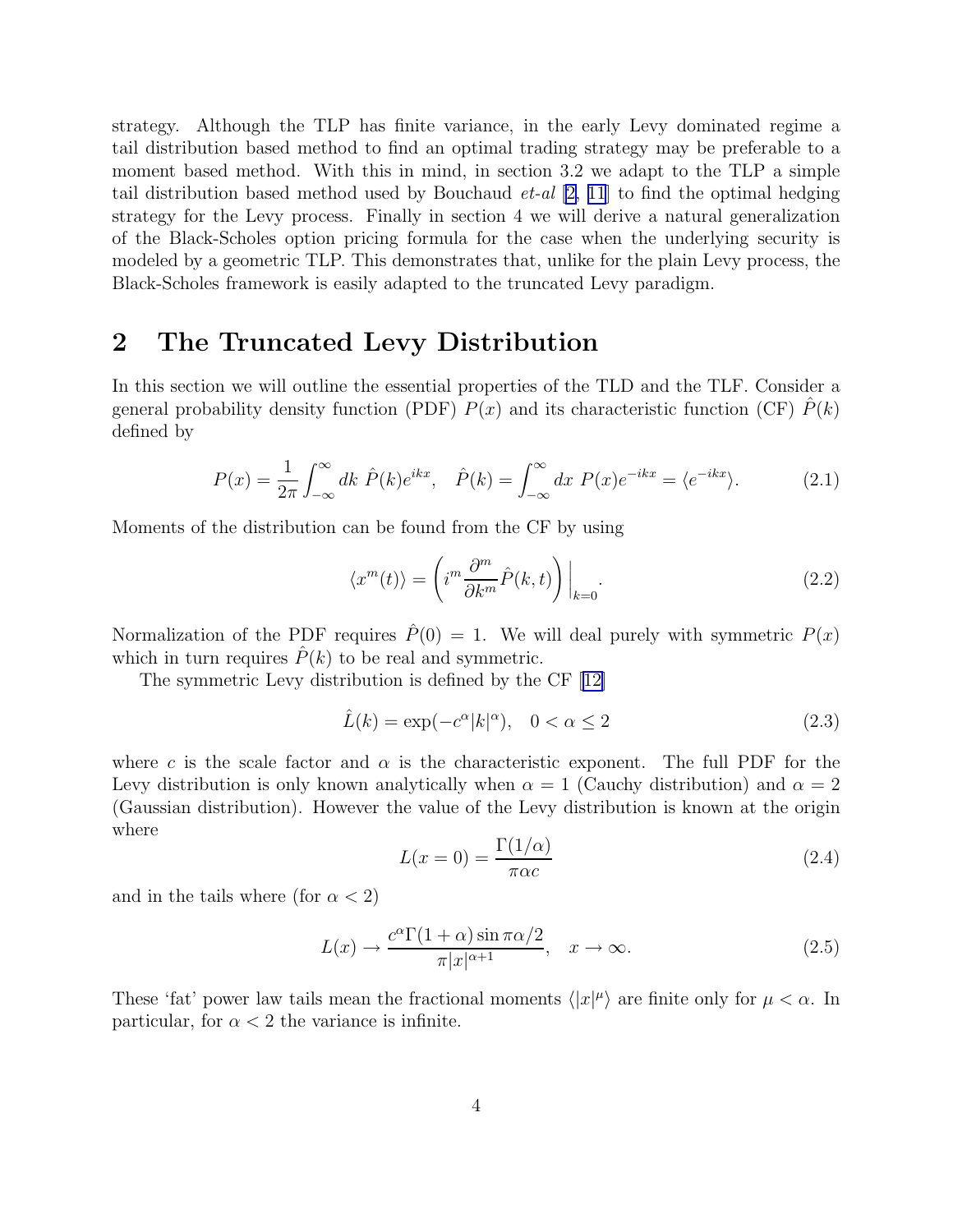strategy. Although the TLP has finite variance, in the early Levy dominated regime a tail distribution based method to find an optimal trading strategy may be preferable to a moment based method. With this in mind, in section 3.2 we adapt to the TLP a simple tail distribution based method used by Bouchaud *et-al* [2, 11] to find the optimal hedging strategy for the Levy process. Finally in section 4 we will derive a natural generalization of the Black-Scholes option pricing formula for the case when the underlying security is modeled by a geometric TLP. This demonstrates that, unlike for the plain Levy process, the Black-Scholes framework is easily adapted to the truncated Levy paradigm.

# 2 The Truncated Levy Distribution

In this section we will outline the essential properties of the TLD and the TLF. Consider a general probability density function (PDF) $P(x)$ and its characteristic function (CF) $\hat{P}(k)$ defined by

$$P(x) = \frac{1}{2\pi}\int_{-\infty}^{\infty} dk\ \hat{P}(k)e^{ikx}, \quad \hat{P}(k) = \int_{-\infty}^{\infty} dx\ P(x)e^{-ikx} = \langle e^{-ikx}\rangle. \tag{2.1}$$

Moments of the distribution can be found from the CF by using

$$\langle x^m(t)\rangle = \left( i^m \frac{\partial^m}{\partial k^m}\hat{P}(k,t)\right)\Big|_{k=0}. \tag{2.2}$$

Normalization of the PDF requires $\hat{P}(0) = 1$. We will deal purely with symmetric $P(x)$ which in turn requires $\hat{P}(k)$ to be real and symmetric.

The symmetric Levy distribution is defined by the CF [12]

$$\hat{L}(k) = \exp(-c^\alpha |k|^\alpha), \quad 0 < \alpha \leq 2 \tag{2.3}$$

where $c$ is the scale factor and $\alpha$ is the characteristic exponent. The full PDF for the Levy distribution is only known analytically when $\alpha = 1$ (Cauchy distribution) and $\alpha = 2$ (Gaussian distribution). However the value of the Levy distribution is known at the origin where

$$L(x = 0) = \frac{\Gamma(1/\alpha)}{\pi\alpha c} \tag{2.4}$$

and in the tails where (for $\alpha < 2$)

$$L(x) \to \frac{c^\alpha \Gamma(1+\alpha)\sin \pi\alpha/2}{\pi |x|^{\alpha+1}}, \quad x \to \infty. \tag{2.5}$$

These 'fat' power law tails mean the fractional moments $\langle |x|^\mu\rangle$ are finite only for $\mu < \alpha$. In particular, for $\alpha < 2$ the variance is infinite.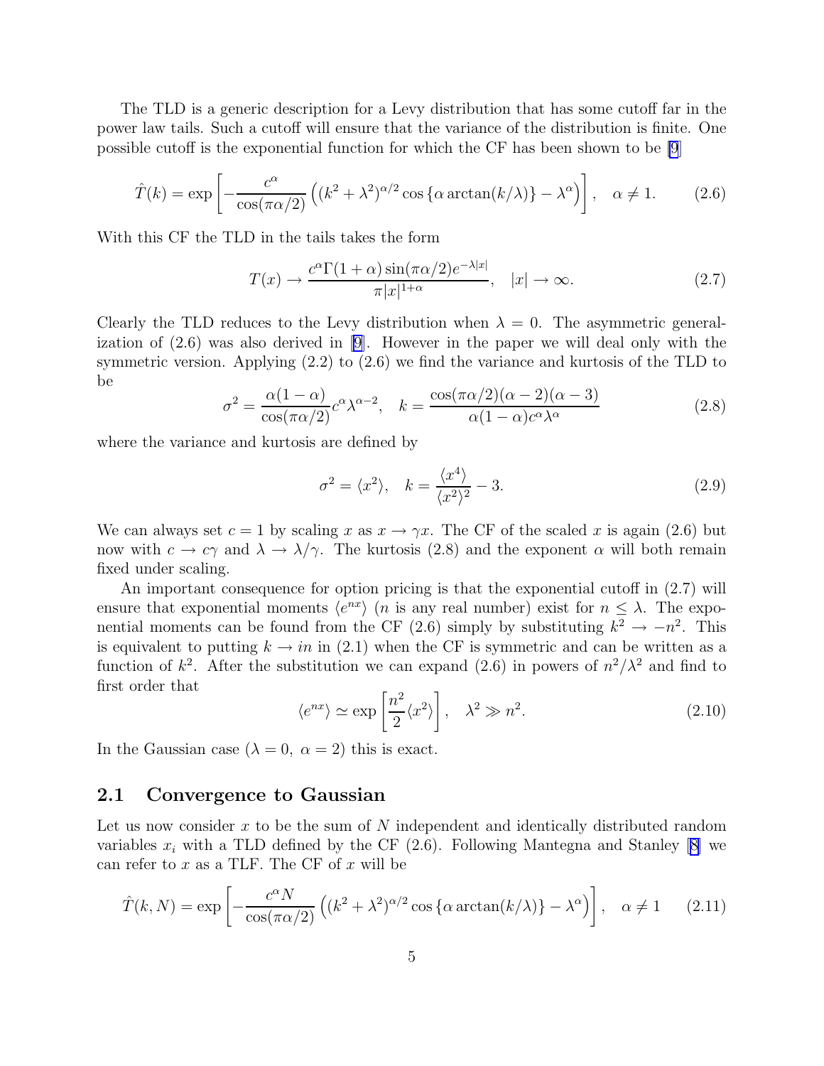The TLD is a generic description for a Levy distribution that has some cutoff far in the power law tails. Such a cutoff will ensure that the variance of the distribution is finite. One possible cutoff is the exponential function for which the CF has been shown to be [9]

$$\hat{T}(k) = \exp\left[-\frac{c^\alpha}{\cos(\pi\alpha/2)}\left((k^2+\lambda^2)^{\alpha/2}\cos\{\alpha\arctan(k/\lambda)\} - \lambda^\alpha\right)\right], \quad \alpha \neq 1. \tag{2.6}$$

With this CF the TLD in the tails takes the form

$$T(x) \to \frac{c^\alpha \Gamma(1+\alpha)\sin(\pi\alpha/2)e^{-\lambda|x|}}{\pi|x|^{1+\alpha}}, \quad |x| \to \infty. \tag{2.7}$$

Clearly the TLD reduces to the Levy distribution when $\lambda = 0$. The asymmetric generalization of (2.6) was also derived in [9]. However in the paper we will deal only with the symmetric version. Applying (2.2) to (2.6) we find the variance and kurtosis of the TLD to be

$$\sigma^2 = \frac{\alpha(1-\alpha)}{\cos(\pi\alpha/2)}c^\alpha\lambda^{\alpha-2}, \quad k = \frac{\cos(\pi\alpha/2)(\alpha-2)(\alpha-3)}{\alpha(1-\alpha)c^\alpha\lambda^\alpha} \tag{2.8}$$

where the variance and kurtosis are defined by

$$\sigma^2 = \langle x^2 \rangle, \quad k = \frac{\langle x^4 \rangle}{\langle x^2 \rangle^2} - 3. \tag{2.9}$$

We can always set $c = 1$ by scaling $x$ as $x \to \gamma x$. The CF of the scaled $x$ is again (2.6) but now with $c \to c\gamma$ and $\lambda \to \lambda/\gamma$. The kurtosis (2.8) and the exponent $\alpha$ will both remain fixed under scaling.

An important consequence for option pricing is that the exponential cutoff in (2.7) will ensure that exponential moments $\langle e^{nx} \rangle$ ($n$ is any real number) exist for $n \leq \lambda$. The exponential moments can be found from the CF (2.6) simply by substituting $k^2 \to -n^2$. This is equivalent to putting $k \to in$ in (2.1) when the CF is symmetric and can be written as a function of $k^2$. After the substitution we can expand (2.6) in powers of $n^2/\lambda^2$ and find to first order that

$$\langle e^{nx} \rangle \simeq \exp\left[\frac{n^2}{2}\langle x^2 \rangle\right], \quad \lambda^2 \gg n^2. \tag{2.10}$$

In the Gaussian case ($\lambda = 0,\ \alpha = 2$) this is exact.

## 2.1 Convergence to Gaussian

Let us now consider $x$ to be the sum of $N$ independent and identically distributed random variables $x_i$ with a TLD defined by the CF (2.6). Following Mantegna and Stanley [8] we can refer to $x$ as a TLF. The CF of $x$ will be

$$\hat{T}(k, N) = \exp\left[-\frac{c^\alpha N}{\cos(\pi\alpha/2)}\left((k^2+\lambda^2)^{\alpha/2}\cos\{\alpha\arctan(k/\lambda)\} - \lambda^\alpha\right)\right], \quad \alpha \neq 1 \tag{2.11}$$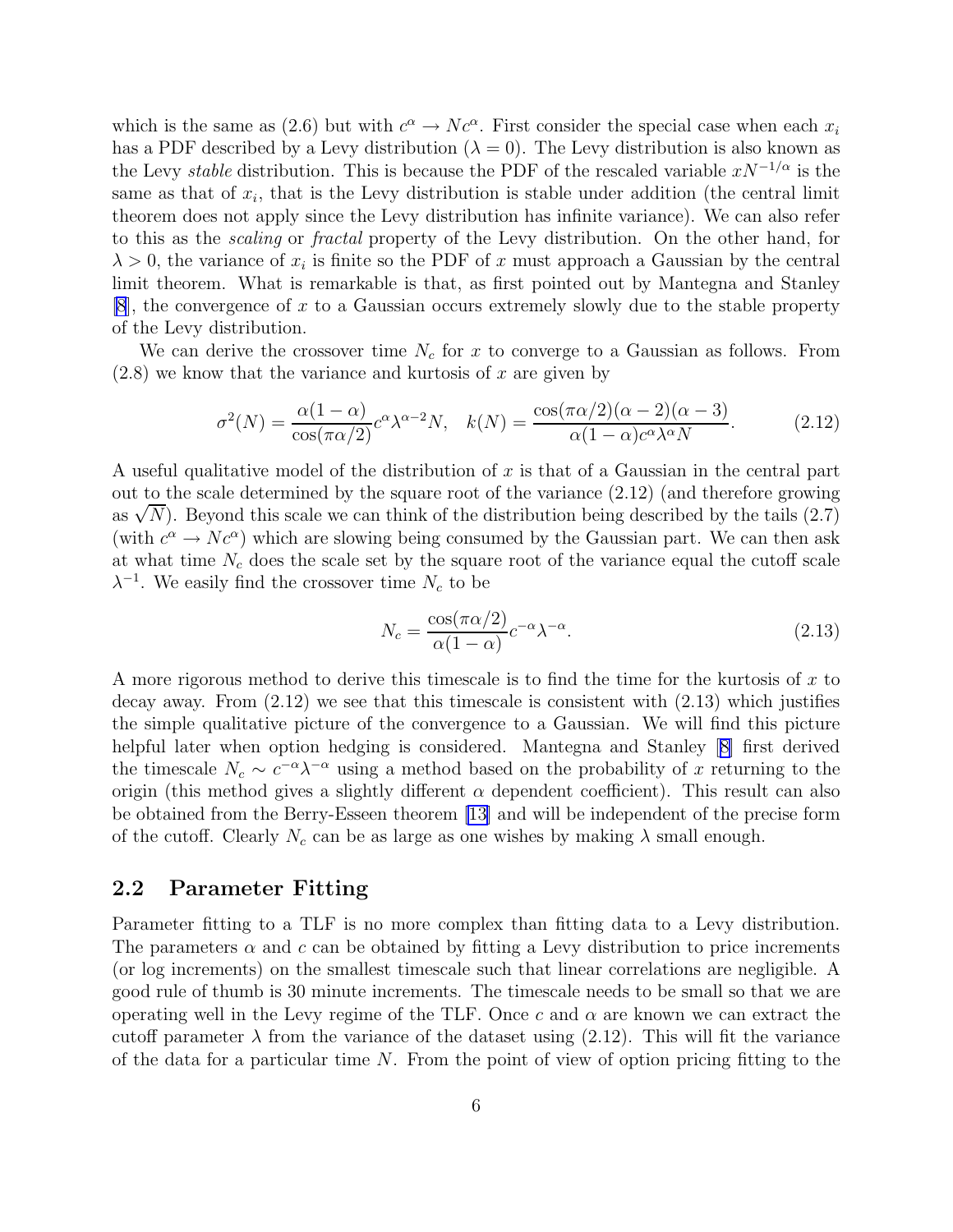which is the same as (2.6) but with $c^\alpha \to Nc^\alpha$. First consider the special case when each $x_i$ has a PDF described by a Levy distribution ($\lambda = 0$). The Levy distribution is also known as the Levy *stable* distribution. This is because the PDF of the rescaled variable $xN^{-1/\alpha}$ is the same as that of $x_i$, that is the Levy distribution is stable under addition (the central limit theorem does not apply since the Levy distribution has infinite variance). We can also refer to this as the *scaling* or *fractal* property of the Levy distribution. On the other hand, for $\lambda > 0$, the variance of $x_i$ is finite so the PDF of $x$ must approach a Gaussian by the central limit theorem. What is remarkable is that, as first pointed out by Mantegna and Stanley [8], the convergence of $x$ to a Gaussian occurs extremely slowly due to the stable property of the Levy distribution.

We can derive the crossover time $N_c$ for $x$ to converge to a Gaussian as follows. From (2.8) we know that the variance and kurtosis of $x$ are given by

$$\sigma^2(N) = \frac{\alpha(1-\alpha)}{\cos(\pi\alpha/2)} c^\alpha \lambda^{\alpha-2} N, \quad k(N) = \frac{\cos(\pi\alpha/2)(\alpha-2)(\alpha-3)}{\alpha(1-\alpha)c^\alpha\lambda^\alpha N}. \tag{2.12}$$

A useful qualitative model of the distribution of $x$ is that of a Gaussian in the central part out to the scale determined by the square root of the variance (2.12) (and therefore growing as $\sqrt{N}$). Beyond this scale we can think of the distribution being described by the tails (2.7) (with $c^\alpha \to Nc^\alpha$) which are slowing being consumed by the Gaussian part. We can then ask at what time $N_c$ does the scale set by the square root of the variance equal the cutoff scale $\lambda^{-1}$. We easily find the crossover time $N_c$ to be

$$N_c = \frac{\cos(\pi\alpha/2)}{\alpha(1-\alpha)} c^{-\alpha}\lambda^{-\alpha}. \tag{2.13}$$

A more rigorous method to derive this timescale is to find the time for the kurtosis of $x$ to decay away. From (2.12) we see that this timescale is consistent with (2.13) which justifies the simple qualitative picture of the convergence to a Gaussian. We will find this picture helpful later when option hedging is considered. Mantegna and Stanley [8] first derived the timescale $N_c \sim c^{-\alpha}\lambda^{-\alpha}$ using a method based on the probability of $x$ returning to the origin (this method gives a slightly different $\alpha$ dependent coefficient). This result can also be obtained from the Berry-Esseen theorem [13] and will be independent of the precise form of the cutoff. Clearly $N_c$ can be as large as one wishes by making $\lambda$ small enough.

## 2.2 Parameter Fitting

Parameter fitting to a TLF is no more complex than fitting data to a Levy distribution. The parameters $\alpha$ and $c$ can be obtained by fitting a Levy distribution to price increments (or log increments) on the smallest timescale such that linear correlations are negligible. A good rule of thumb is 30 minute increments. The timescale needs to be small so that we are operating well in the Levy regime of the TLF. Once $c$ and $\alpha$ are known we can extract the cutoff parameter $\lambda$ from the variance of the dataset using (2.12). This will fit the variance of the data for a particular time $N$. From the point of view of option pricing fitting to the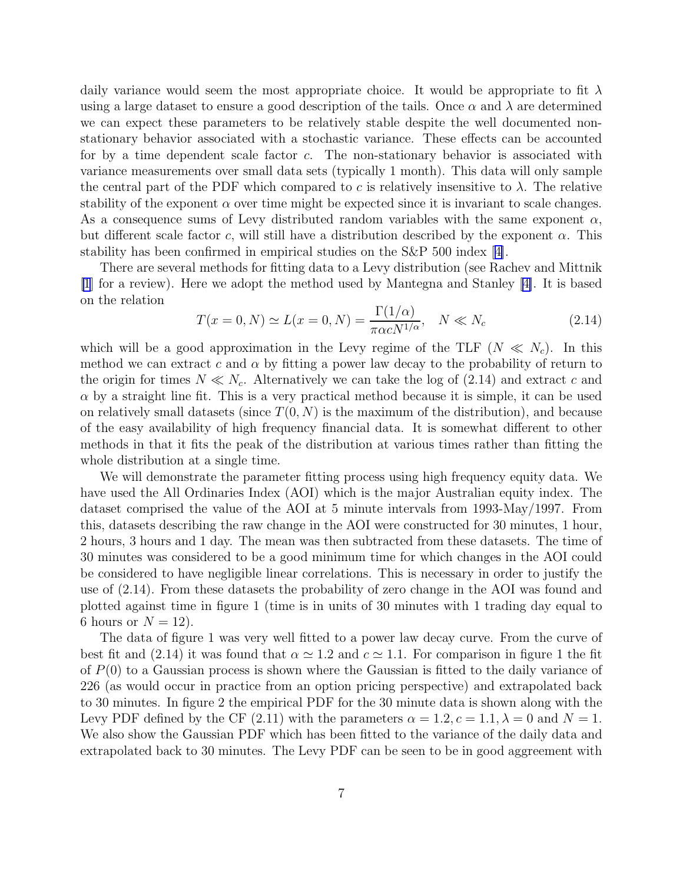daily variance would seem the most appropriate choice. It would be appropriate to fit $\lambda$ using a large dataset to ensure a good description of the tails. Once $\alpha$ and $\lambda$ are determined we can expect these parameters to be relatively stable despite the well documented non-stationary behavior associated with a stochastic variance. These effects can be accounted for by a time dependent scale factor $c$. The non-stationary behavior is associated with variance measurements over small data sets (typically 1 month). This data will only sample the central part of the PDF which compared to $c$ is relatively insensitive to $\lambda$. The relative stability of the exponent $\alpha$ over time might be expected since it is invariant to scale changes. As a consequence sums of Levy distributed random variables with the same exponent $\alpha$, but different scale factor $c$, will still have a distribution described by the exponent $\alpha$. This stability has been confirmed in empirical studies on the S&P 500 index [4].

There are several methods for fitting data to a Levy distribution (see Rachev and Mittnik [1] for a review). Here we adopt the method used by Mantegna and Stanley [4]. It is based on the relation

$$T(x=0,N) \simeq L(x=0,N) = \frac{\Gamma(1/\alpha)}{\pi \alpha c N^{1/\alpha}}, \quad N \ll N_c \tag{2.14}$$

which will be a good approximation in the Levy regime of the TLF ($N \ll N_c$). In this method we can extract $c$ and $\alpha$ by fitting a power law decay to the probability of return to the origin for times $N \ll N_c$. Alternatively we can take the log of (2.14) and extract $c$ and $\alpha$ by a straight line fit. This is a very practical method because it is simple, it can be used on relatively small datasets (since $T(0,N)$ is the maximum of the distribution), and because of the easy availability of high frequency financial data. It is somewhat different to other methods in that it fits the peak of the distribution at various times rather than fitting the whole distribution at a single time.

We will demonstrate the parameter fitting process using high frequency equity data. We have used the All Ordinaries Index (AOI) which is the major Australian equity index. The dataset comprised the value of the AOI at 5 minute intervals from 1993-May/1997. From this, datasets describing the raw change in the AOI were constructed for 30 minutes, 1 hour, 2 hours, 3 hours and 1 day. The mean was then subtracted from these datasets. The time of 30 minutes was considered to be a good minimum time for which changes in the AOI could be considered to have negligible linear correlations. This is necessary in order to justify the use of (2.14). From these datasets the probability of zero change in the AOI was found and plotted against time in figure 1 (time is in units of 30 minutes with 1 trading day equal to 6 hours or $N = 12$).

The data of figure 1 was very well fitted to a power law decay curve. From the curve of best fit and (2.14) it was found that $\alpha \simeq 1.2$ and $c \simeq 1.1$. For comparison in figure 1 the fit of $P(0)$ to a Gaussian process is shown where the Gaussian is fitted to the daily variance of 226 (as would occur in practice from an option pricing perspective) and extrapolated back to 30 minutes. In figure 2 the empirical PDF for the 30 minute data is shown along with the Levy PDF defined by the CF (2.11) with the parameters $\alpha = 1.2, c = 1.1, \lambda = 0$ and $N = 1$. We also show the Gaussian PDF which has been fitted to the variance of the daily data and extrapolated back to 30 minutes. The Levy PDF can be seen to be in good aggreement with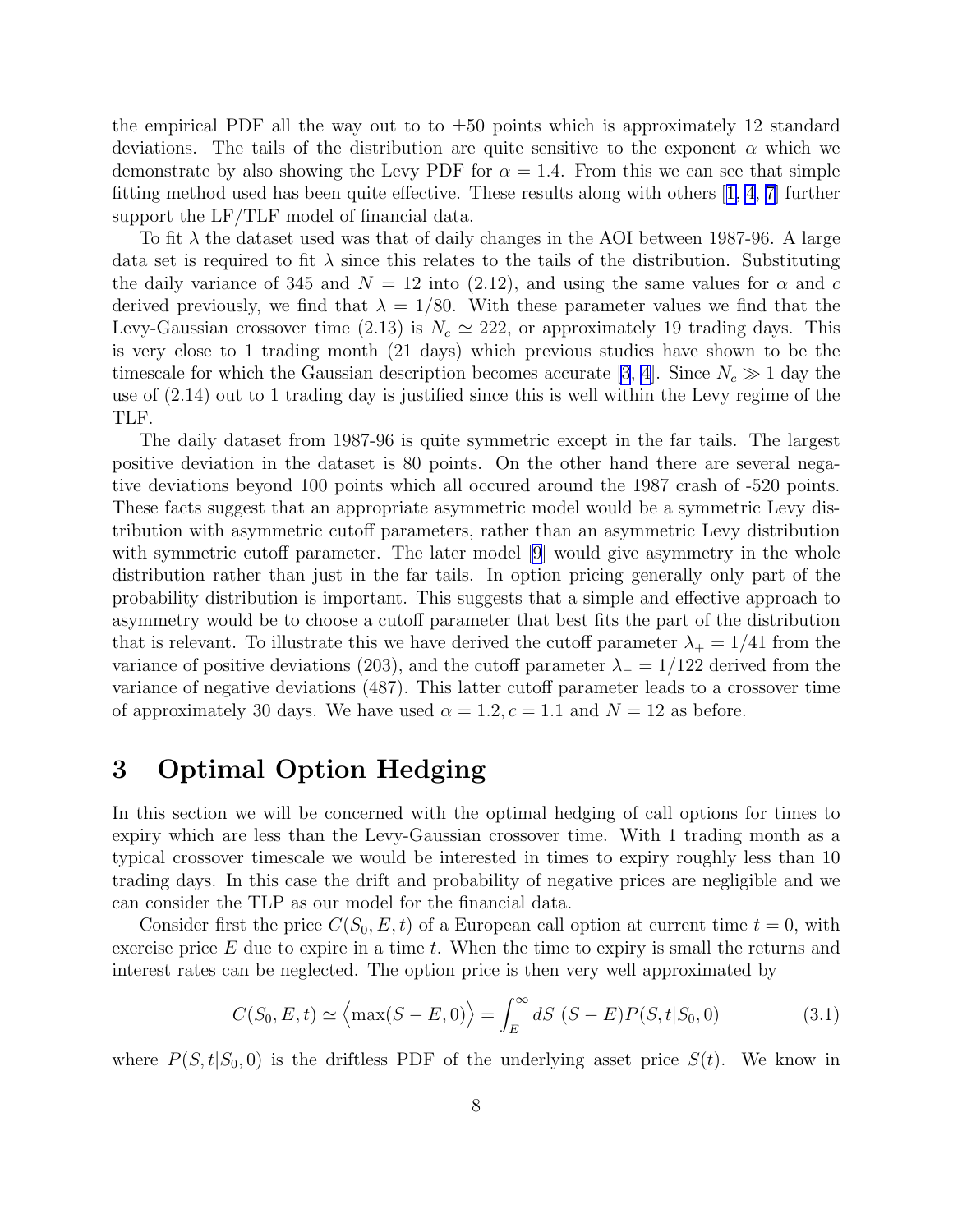the empirical PDF all the way out to to $\pm 50$ points which is approximately 12 standard deviations. The tails of the distribution are quite sensitive to the exponent $\alpha$ which we demonstrate by also showing the Levy PDF for $\alpha = 1.4$. From this we can see that simple fitting method used has been quite effective. These results along with others [1, 4, 7] further support the LF/TLF model of financial data.

To fit $\lambda$ the dataset used was that of daily changes in the AOI between 1987-96. A large data set is required to fit $\lambda$ since this relates to the tails of the distribution. Substituting the daily variance of 345 and $N = 12$ into (2.12), and using the same values for $\alpha$ and $c$ derived previously, we find that $\lambda = 1/80$. With these parameter values we find that the Levy-Gaussian crossover time (2.13) is $N_c \simeq 222$, or approximately 19 trading days. This is very close to 1 trading month (21 days) which previous studies have shown to be the timescale for which the Gaussian description becomes accurate [3, 4]. Since $N_c \gg 1$ day the use of (2.14) out to 1 trading day is justified since this is well within the Levy regime of the TLF.

The daily dataset from 1987-96 is quite symmetric except in the far tails. The largest positive deviation in the dataset is 80 points. On the other hand there are several negative deviations beyond 100 points which all occured around the 1987 crash of -520 points. These facts suggest that an appropriate asymmetric model would be a symmetric Levy distribution with asymmetric cutoff parameters, rather than an asymmetric Levy distribution with symmetric cutoff parameter. The later model [9] would give asymmetry in the whole distribution rather than just in the far tails. In option pricing generally only part of the probability distribution is important. This suggests that a simple and effective approach to asymmetry would be to choose a cutoff parameter that best fits the part of the distribution that is relevant. To illustrate this we have derived the cutoff parameter $\lambda_+ = 1/41$ from the variance of positive deviations (203), and the cutoff parameter $\lambda_- = 1/122$ derived from the variance of negative deviations (487). This latter cutoff parameter leads to a crossover time of approximately 30 days. We have used $\alpha = 1.2, c = 1.1$ and $N = 12$ as before.

# 3 Optimal Option Hedging

In this section we will be concerned with the optimal hedging of call options for times to expiry which are less than the Levy-Gaussian crossover time. With 1 trading month as a typical crossover timescale we would be interested in times to expiry roughly less than 10 trading days. In this case the drift and probability of negative prices are negligible and we can consider the TLP as our model for the financial data.

Consider first the price $C(S_0, E, t)$ of a European call option at current time $t = 0$, with exercise price $E$ due to expire in a time $t$. When the time to expiry is small the returns and interest rates can be neglected. The option price is then very well approximated by

$$C(S_0, E, t) \simeq \Big\langle \max(S - E, 0) \Big\rangle = \int_E^\infty dS \; (S - E) P(S, t|S_0, 0) \tag{3.1}$$

where $P(S, t|S_0, 0)$ is the driftless PDF of the underlying asset price $S(t)$. We know in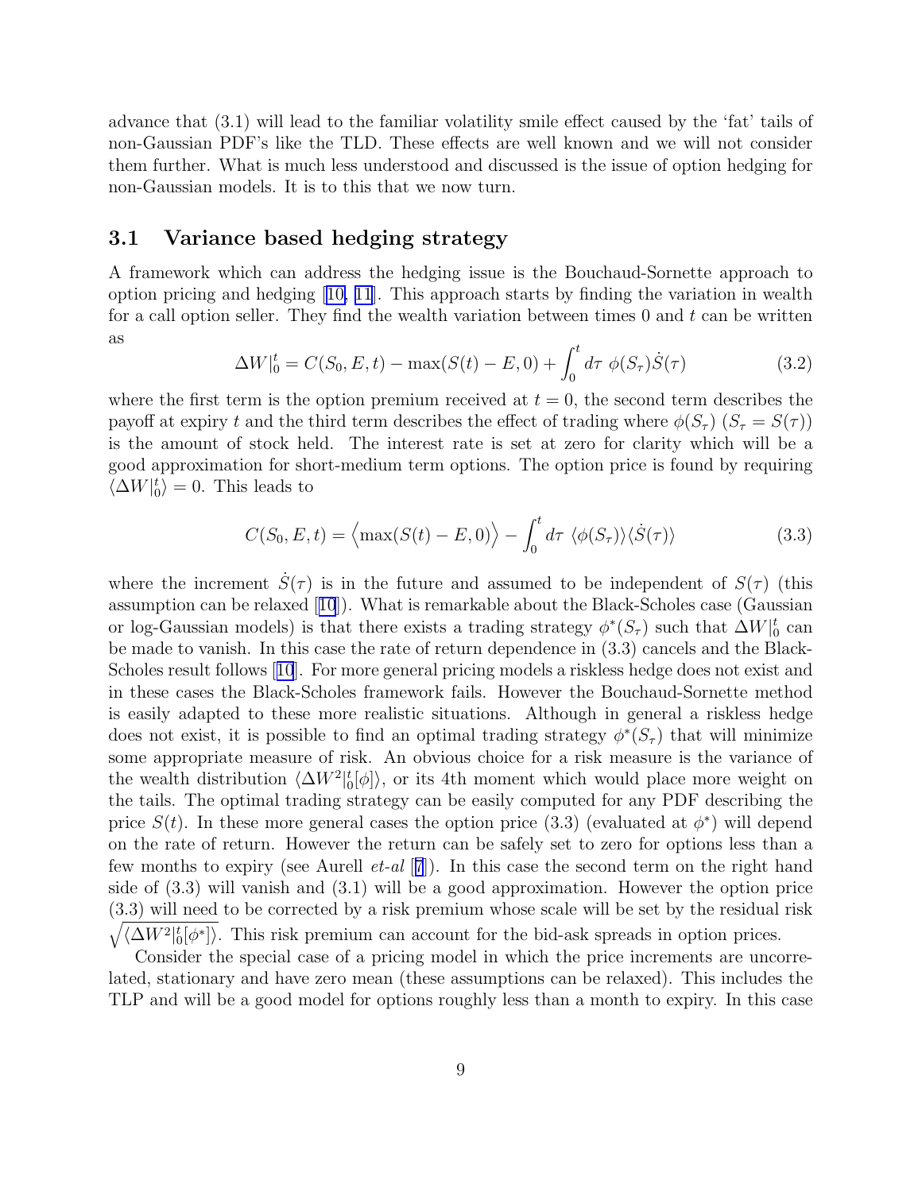advance that (3.1) will lead to the familiar volatility smile effect caused by the 'fat' tails of non-Gaussian PDF's like the TLD. These effects are well known and we will not consider them further. What is much less understood and discussed is the issue of option hedging for non-Gaussian models. It is to this that we now turn.

### 3.1 Variance based hedging strategy

A framework which can address the hedging issue is the Bouchaud-Sornette approach to option pricing and hedging [10, 11]. This approach starts by finding the variation in wealth for a call option seller. They find the wealth variation between times 0 and $t$ can be written as

$$\Delta W|_0^t = C(S_0, E, t) - \max(S(t) - E, 0) + \int_0^t d\tau \ \phi(S_\tau)\dot{S}(\tau) \tag{3.2}$$

where the first term is the option premium received at $t = 0$, the second term describes the payoff at expiry $t$ and the third term describes the effect of trading where $\phi(S_\tau)$ ($S_\tau = S(\tau)$) is the amount of stock held. The interest rate is set at zero for clarity which will be a good approximation for short-medium term options. The option price is found by requiring $\langle \Delta W|_0^t \rangle = 0$. This leads to

$$C(S_0, E, t) = \Big\langle \max(S(t) - E, 0) \Big\rangle - \int_0^t d\tau \ \langle \phi(S_\tau) \rangle \langle \dot{S}(\tau) \rangle \tag{3.3}$$

where the increment $\dot{S}(\tau)$ is in the future and assumed to be independent of $S(\tau)$ (this assumption can be relaxed [10]). What is remarkable about the Black-Scholes case (Gaussian or log-Gaussian models) is that there exists a trading strategy $\phi^*(S_\tau)$ such that $\Delta W|_0^t$ can be made to vanish. In this case the rate of return dependence in (3.3) cancels and the Black-Scholes result follows [10]. For more general pricing models a riskless hedge does not exist and in these cases the Black-Scholes framework fails. However the Bouchaud-Sornette method is easily adapted to these more realistic situations. Although in general a riskless hedge does not exist, it is possible to find an optimal trading strategy $\phi^*(S_\tau)$ that will minimize some appropriate measure of risk. An obvious choice for a risk measure is the variance of the wealth distribution $\langle \Delta W^2|_0^t[\phi] \rangle$, or its 4th moment which would place more weight on the tails. The optimal trading strategy can be easily computed for any PDF describing the price $S(t)$. In these more general cases the option price (3.3) (evaluated at $\phi^*$) will depend on the rate of return. However the return can be safely set to zero for options less than a few months to expiry (see Aurell *et-al* [7]). In this case the second term on the right hand side of (3.3) will vanish and (3.1) will be a good approximation. However the option price (3.3) will need to be corrected by a risk premium whose scale will be set by the residual risk $\sqrt{\langle \Delta W^2|_0^t[\phi^*] \rangle}$. This risk premium can account for the bid-ask spreads in option prices.

Consider the special case of a pricing model in which the price increments are uncorrelated, stationary and have zero mean (these assumptions can be relaxed). This includes the TLP and will be a good model for options roughly less than a month to expiry. In this case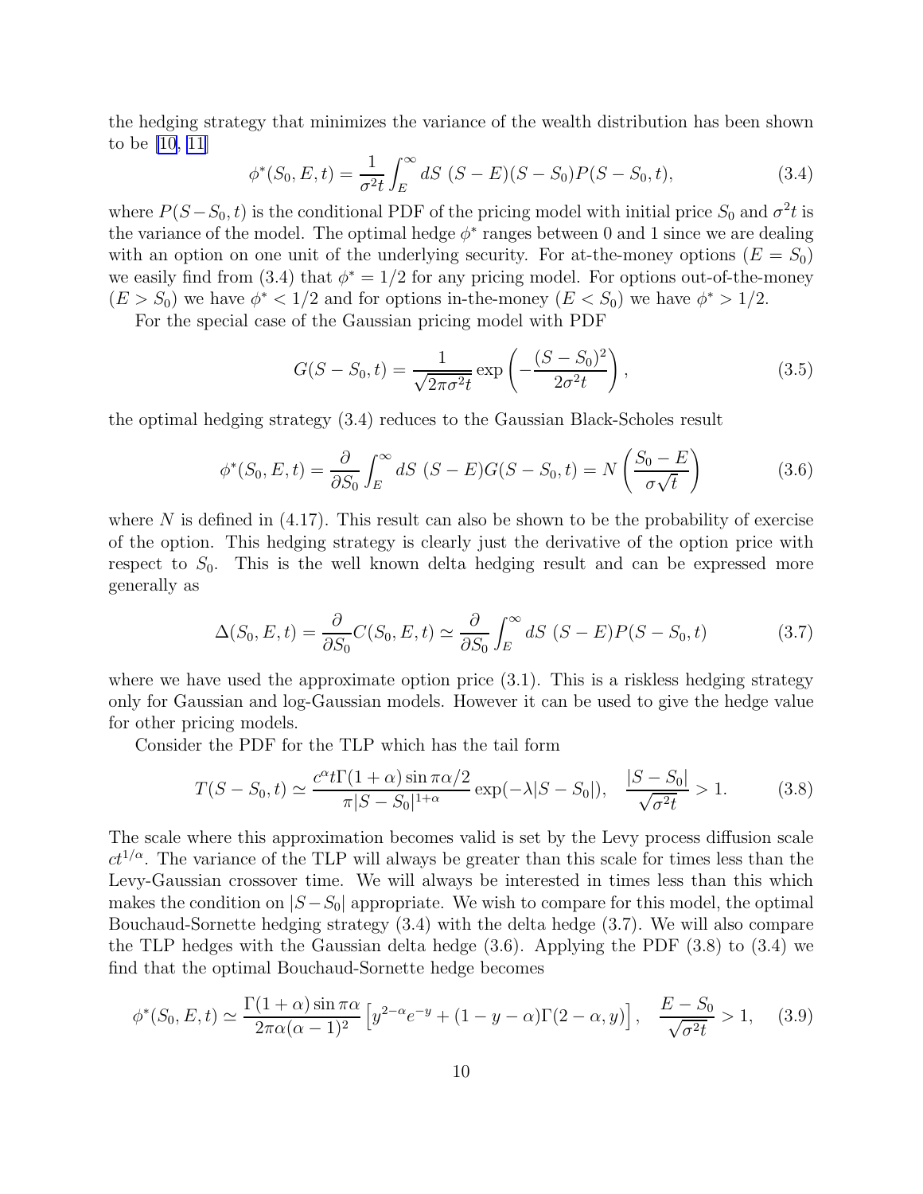the hedging strategy that minimizes the variance of the wealth distribution has been shown to be [10, 11]

$$\phi^*(S_0, E, t) = \frac{1}{\sigma^2 t} \int_E^\infty dS \ (S - E)(S - S_0) P(S - S_0, t), \tag{3.4}$$

where $P(S - S_0, t)$ is the conditional PDF of the pricing model with initial price $S_0$ and $\sigma^2 t$ is the variance of the model. The optimal hedge $\phi^*$ ranges between 0 and 1 since we are dealing with an option on one unit of the underlying security. For at-the-money options ($E = S_0$) we easily find from (3.4) that $\phi^* = 1/2$ for any pricing model. For options out-of-the-money ($E > S_0$) we have $\phi^* < 1/2$ and for options in-the-money ($E < S_0$) we have $\phi^* > 1/2$.

For the special case of the Gaussian pricing model with PDF

$$G(S - S_0, t) = \frac{1}{\sqrt{2\pi\sigma^2 t}} \exp\left(-\frac{(S - S_0)^2}{2\sigma^2 t}\right), \tag{3.5}$$

the optimal hedging strategy (3.4) reduces to the Gaussian Black-Scholes result

$$\phi^*(S_0, E, t) = \frac{\partial}{\partial S_0} \int_E^\infty dS \ (S - E) G(S - S_0, t) = N\left(\frac{S_0 - E}{\sigma\sqrt{t}}\right) \tag{3.6}$$

where $N$ is defined in (4.17). This result can also be shown to be the probability of exercise of the option. This hedging strategy is clearly just the derivative of the option price with respect to $S_0$. This is the well known delta hedging result and can be expressed more generally as

$$\Delta(S_0, E, t) = \frac{\partial}{\partial S_0} C(S_0, E, t) \simeq \frac{\partial}{\partial S_0} \int_E^\infty dS \ (S - E) P(S - S_0, t) \tag{3.7}$$

where we have used the approximate option price (3.1). This is a riskless hedging strategy only for Gaussian and log-Gaussian models. However it can be used to give the hedge value for other pricing models.

Consider the PDF for the TLP which has the tail form

$$T(S - S_0, t) \simeq \frac{c^\alpha t \Gamma(1 + \alpha) \sin \pi\alpha/2}{\pi |S - S_0|^{1+\alpha}} \exp(-\lambda |S - S_0|), \quad \frac{|S - S_0|}{\sqrt{\sigma^2 t}} > 1. \tag{3.8}$$

The scale where this approximation becomes valid is set by the Levy process diffusion scale $ct^{1/\alpha}$. The variance of the TLP will always be greater than this scale for times less than the Levy-Gaussian crossover time. We will always be interested in times less than this which makes the condition on $|S - S_0|$ appropriate. We wish to compare for this model, the optimal Bouchaud-Sornette hedging strategy (3.4) with the delta hedge (3.7). We will also compare the TLP hedges with the Gaussian delta hedge (3.6). Applying the PDF (3.8) to (3.4) we find that the optimal Bouchaud-Sornette hedge becomes

$$\phi^*(S_0, E, t) \simeq \frac{\Gamma(1 + \alpha) \sin \pi\alpha}{2\pi\alpha(\alpha - 1)^2} \left[ y^{2-\alpha} e^{-y} + (1 - y - \alpha) \Gamma(2 - \alpha, y) \right], \quad \frac{E - S_0}{\sqrt{\sigma^2 t}} > 1, \tag{3.9}$$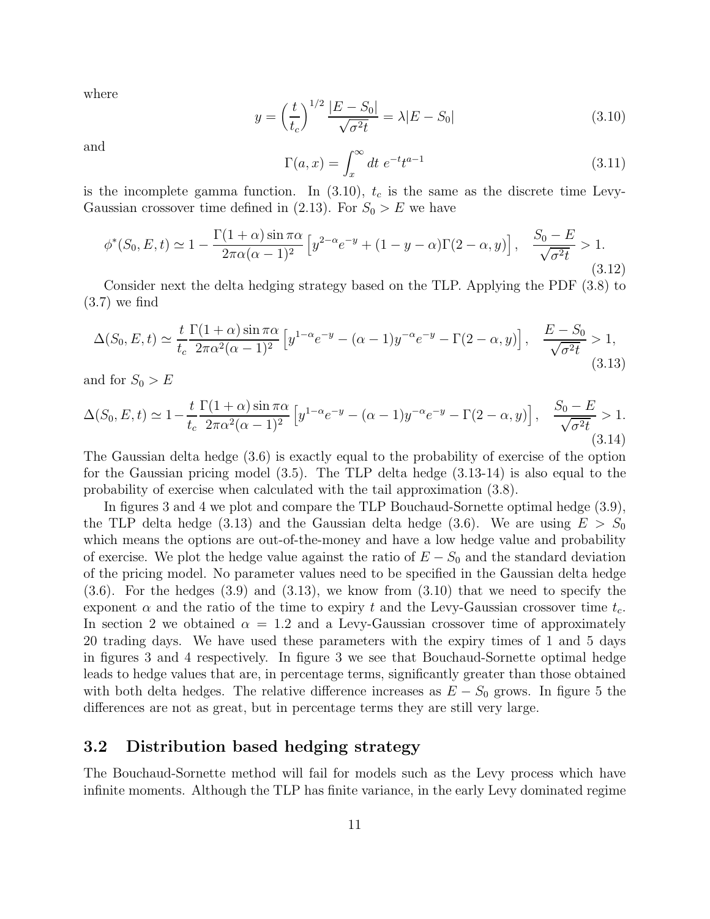where

$$
y = \left(\frac{t}{t_c}\right)^{1/2} \frac{|E - S_0|}{\sqrt{\sigma^2 t}} = \lambda |E - S_0| \tag{3.10}
$$

and

$$
\Gamma(a, x) = \int_x^\infty dt \; e^{-t} t^{a-1} \tag{3.11}
$$

is the incomplete gamma function. In (3.10), $t_c$ is the same as the discrete time Levy-Gaussian crossover time defined in (2.13). For $S_0 > E$ we have

$$
\phi^*(S_0, E, t) \simeq 1 - \frac{\Gamma(1+\alpha)\sin \pi\alpha}{2\pi\alpha(\alpha-1)^2}\left[y^{2-\alpha}e^{-y} + (1 - y - \alpha)\Gamma(2-\alpha, y)\right], \quad \frac{S_0 - E}{\sqrt{\sigma^2 t}} > 1. \tag{3.12}
$$

Consider next the delta hedging strategy based on the TLP. Applying the PDF (3.8) to (3.7) we find

$$
\Delta(S_0, E, t) \simeq \frac{t}{t_c}\frac{\Gamma(1+\alpha)\sin \pi\alpha}{2\pi\alpha^2(\alpha-1)^2}\left[y^{1-\alpha}e^{-y} - (\alpha-1)y^{-\alpha}e^{-y} - \Gamma(2-\alpha, y)\right], \quad \frac{E - S_0}{\sqrt{\sigma^2 t}} > 1, \tag{3.13}
$$

and for $S_0 > E$

$$
\Delta(S_0, E, t) \simeq 1 - \frac{t}{t_c}\frac{\Gamma(1+\alpha)\sin \pi\alpha}{2\pi\alpha^2(\alpha-1)^2}\left[y^{1-\alpha}e^{-y} - (\alpha-1)y^{-\alpha}e^{-y} - \Gamma(2-\alpha, y)\right], \quad \frac{S_0 - E}{\sqrt{\sigma^2 t}} > 1. \tag{3.14}
$$

The Gaussian delta hedge (3.6) is exactly equal to the probability of exercise of the option for the Gaussian pricing model (3.5). The TLP delta hedge (3.13-14) is also equal to the probability of exercise when calculated with the tail approximation (3.8).

In figures 3 and 4 we plot and compare the TLP Bouchaud-Sornette optimal hedge (3.9), the TLP delta hedge (3.13) and the Gaussian delta hedge (3.6). We are using $E > S_0$ which means the options are out-of-the-money and have a low hedge value and probability of exercise. We plot the hedge value against the ratio of $E - S_0$ and the standard deviation of the pricing model. No parameter values need to be specified in the Gaussian delta hedge (3.6). For the hedges (3.9) and (3.13), we know from (3.10) that we need to specify the exponent $\alpha$ and the ratio of the time to expiry $t$ and the Levy-Gaussian crossover time $t_c$. In section 2 we obtained $\alpha = 1.2$ and a Levy-Gaussian crossover time of approximately 20 trading days. We have used these parameters with the expiry times of 1 and 5 days in figures 3 and 4 respectively. In figure 3 we see that Bouchaud-Sornette optimal hedge leads to hedge values that are, in percentage terms, significantly greater than those obtained with both delta hedges. The relative difference increases as $E - S_0$ grows. In figure 5 the differences are not as great, but in percentage terms they are still very large.

### 3.2 Distribution based hedging strategy

The Bouchaud-Sornette method will fail for models such as the Levy process which have infinite moments. Although the TLP has finite variance, in the early Levy dominated regime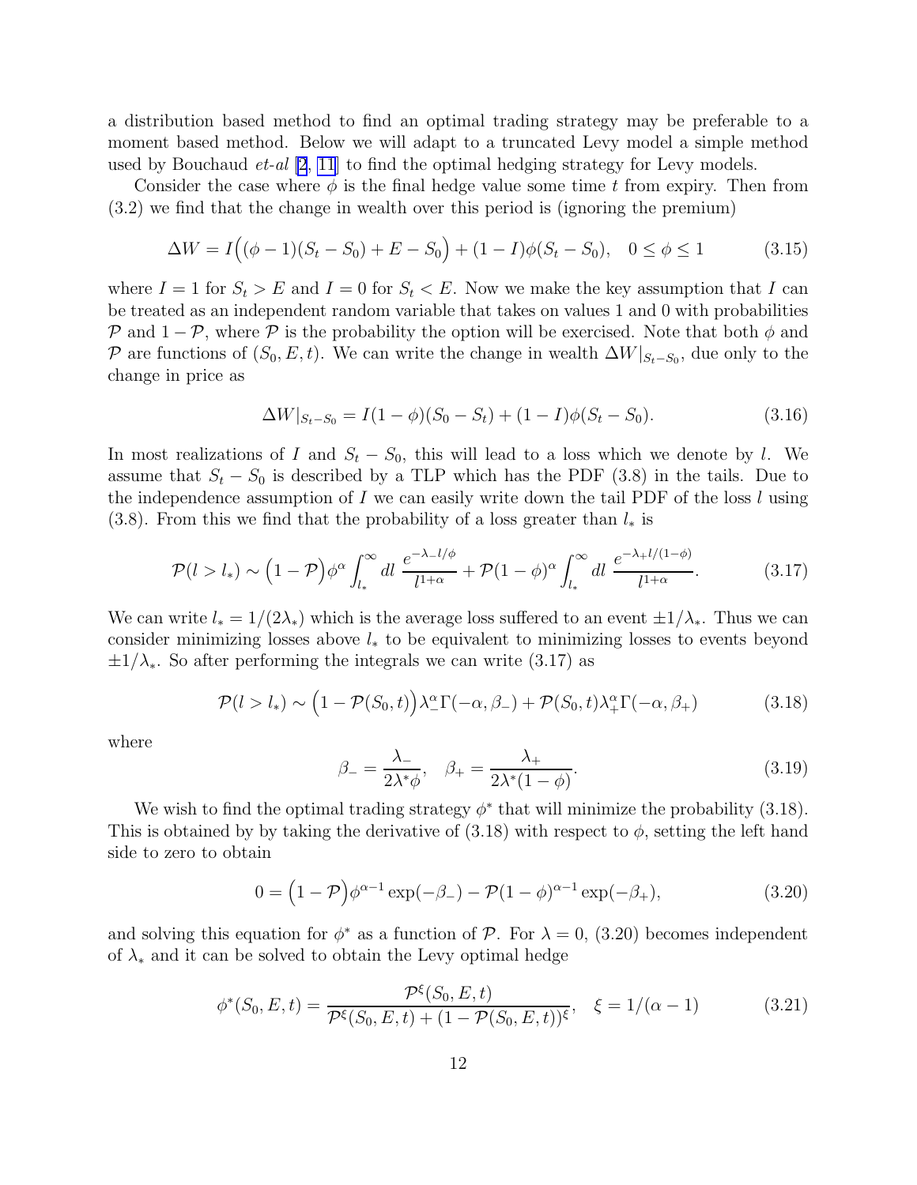a distribution based method to find an optimal trading strategy may be preferable to a moment based method. Below we will adapt to a truncated Levy model a simple method used by Bouchaud *et-al* [2, 11] to find the optimal hedging strategy for Levy models.

Consider the case where $\phi$ is the final hedge value some time $t$ from expiry. Then from (3.2) we find that the change in wealth over this period is (ignoring the premium)

$$\Delta W = I\Big((\phi-1)(S_t - S_0) + E - S_0\Big) + (1-I)\phi(S_t - S_0), \quad 0 \leq \phi \leq 1 \tag{3.15}$$

where $I = 1$ for $S_t > E$ and $I = 0$ for $S_t < E$. Now we make the key assumption that $I$ can be treated as an independent random variable that takes on values 1 and 0 with probabilities $\mathcal{P}$ and $1 - \mathcal{P}$, where $\mathcal{P}$ is the probability the option will be exercised. Note that both $\phi$ and $\mathcal{P}$ are functions of $(S_0, E, t)$. We can write the change in wealth $\Delta W|_{S_t - S_0}$, due only to the change in price as

$$\Delta W|_{S_t-S_0} = I(1-\phi)(S_0 - S_t) + (1-I)\phi(S_t - S_0). \tag{3.16}$$

In most realizations of $I$ and $S_t - S_0$, this will lead to a loss which we denote by $l$. We assume that $S_t - S_0$ is described by a TLP which has the PDF (3.8) in the tails. Due to the independence assumption of $I$ we can easily write down the tail PDF of the loss $l$ using (3.8). From this we find that the probability of a loss greater than $l_*$ is

$$\mathcal{P}(l > l_*) \sim \Big(1 - \mathcal{P}\Big)\phi^\alpha \int_{l_*}^\infty dl\ \frac{e^{-\lambda_- l/\phi}}{l^{1+\alpha}} + \mathcal{P}(1-\phi)^\alpha \int_{l_*}^\infty dl\ \frac{e^{-\lambda_+ l/(1-\phi)}}{l^{1+\alpha}}. \tag{3.17}$$

We can write $l_* = 1/(2\lambda_*)$ which is the average loss suffered to an event $\pm 1/\lambda_*$. Thus we can consider minimizing losses above $l_*$ to be equivalent to minimizing losses to events beyond $\pm 1/\lambda_*$. So after performing the integrals we can write (3.17) as

$$\mathcal{P}(l > l_*) \sim \Big(1 - \mathcal{P}(S_0, t)\Big)\lambda_-^\alpha \Gamma(-\alpha, \beta_-) + \mathcal{P}(S_0, t)\lambda_+^\alpha \Gamma(-\alpha, \beta_+) \tag{3.18}$$

where

$$\beta_- = \frac{\lambda_-}{2\lambda^* \phi}, \quad \beta_+ = \frac{\lambda_+}{2\lambda^*(1-\phi)}. \tag{3.19}$$

We wish to find the optimal trading strategy $\phi^*$ that will minimize the probability (3.18). This is obtained by by taking the derivative of (3.18) with respect to $\phi$, setting the left hand side to zero to obtain

$$0 = \Big(1 - \mathcal{P}\Big)\phi^{\alpha-1}\exp(-\beta_-) - \mathcal{P}(1-\phi)^{\alpha-1}\exp(-\beta_+), \tag{3.20}$$

and solving this equation for $\phi^*$ as a function of $\mathcal{P}$. For $\lambda = 0$, (3.20) becomes independent of $\lambda_*$ and it can be solved to obtain the Levy optimal hedge

$$\phi^*(S_0, E, t) = \frac{\mathcal{P}^\xi(S_0, E, t)}{\mathcal{P}^\xi(S_0, E, t) + (1 - \mathcal{P}(S_0, E, t))^\xi}, \quad \xi = 1/(\alpha - 1) \tag{3.21}$$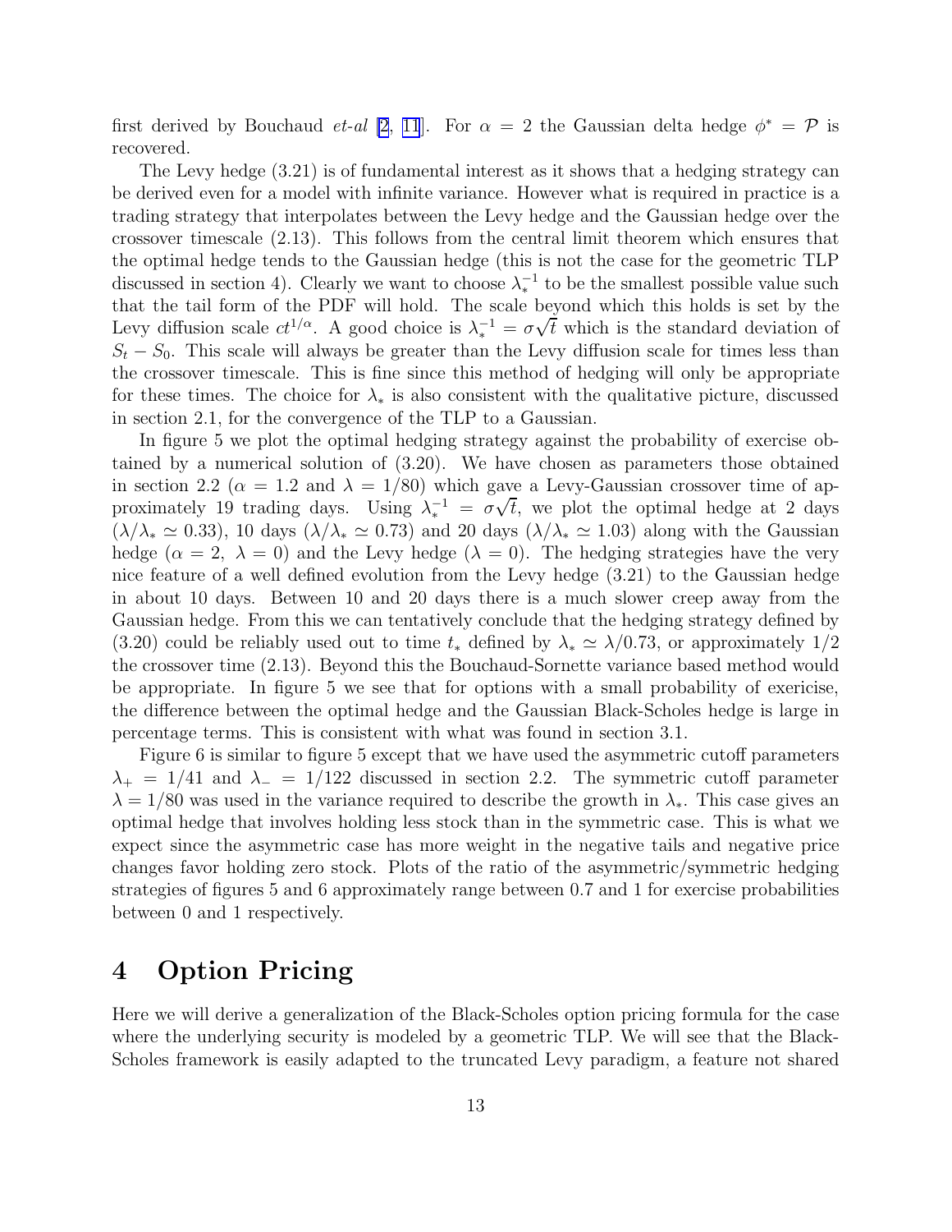first derived by Bouchaud *et-al* [2, 11]. For $\alpha = 2$ the Gaussian delta hedge $\phi^* = \mathcal{P}$ is recovered.

The Levy hedge (3.21) is of fundamental interest as it shows that a hedging strategy can be derived even for a model with infinite variance. However what is required in practice is a trading strategy that interpolates between the Levy hedge and the Gaussian hedge over the crossover timescale (2.13). This follows from the central limit theorem which ensures that the optimal hedge tends to the Gaussian hedge (this is not the case for the geometric TLP discussed in section 4). Clearly we want to choose $\lambda_*^{-1}$ to be the smallest possible value such that the tail form of the PDF will hold. The scale beyond which this holds is set by the Levy diffusion scale $ct^{1/\alpha}$. A good choice is $\lambda_*^{-1} = \sigma\sqrt{t}$ which is the standard deviation of $S_t - S_0$. This scale will always be greater than the Levy diffusion scale for times less than the crossover timescale. This is fine since this method of hedging will only be appropriate for these times. The choice for $\lambda_*$ is also consistent with the qualitative picture, discussed in section 2.1, for the convergence of the TLP to a Gaussian.

In figure 5 we plot the optimal hedging strategy against the probability of exercise obtained by a numerical solution of (3.20). We have chosen as parameters those obtained in section 2.2 ($\alpha = 1.2$ and $\lambda = 1/80$) which gave a Levy-Gaussian crossover time of approximately 19 trading days. Using $\lambda_*^{-1} = \sigma\sqrt{t}$, we plot the optimal hedge at 2 days ($\lambda/\lambda_* \simeq 0.33$), 10 days ($\lambda/\lambda_* \simeq 0.73$) and 20 days ($\lambda/\lambda_* \simeq 1.03$) along with the Gaussian hedge ($\alpha = 2,\ \lambda = 0$) and the Levy hedge ($\lambda = 0$). The hedging strategies have the very nice feature of a well defined evolution from the Levy hedge (3.21) to the Gaussian hedge in about 10 days. Between 10 and 20 days there is a much slower creep away from the Gaussian hedge. From this we can tentatively conclude that the hedging strategy defined by (3.20) could be reliably used out to time $t_*$ defined by $\lambda_* \simeq \lambda/0.73$, or approximately 1/2 the crossover time (2.13). Beyond this the Bouchaud-Sornette variance based method would be appropriate. In figure 5 we see that for options with a small probability of exericise, the difference between the optimal hedge and the Gaussian Black-Scholes hedge is large in percentage terms. This is consistent with what was found in section 3.1.

Figure 6 is similar to figure 5 except that we have used the asymmetric cutoff parameters $\lambda_+ = 1/41$ and $\lambda_- = 1/122$ discussed in section 2.2. The symmetric cutoff parameter $\lambda = 1/80$ was used in the variance required to describe the growth in $\lambda_*$. This case gives an optimal hedge that involves holding less stock than in the symmetric case. This is what we expect since the asymmetric case has more weight in the negative tails and negative price changes favor holding zero stock. Plots of the ratio of the asymmetric/symmetric hedging strategies of figures 5 and 6 approximately range between 0.7 and 1 for exercise probabilities between 0 and 1 respectively.

# 4 Option Pricing

Here we will derive a generalization of the Black-Scholes option pricing formula for the case where the underlying security is modeled by a geometric TLP. We will see that the Black-Scholes framework is easily adapted to the truncated Levy paradigm, a feature not shared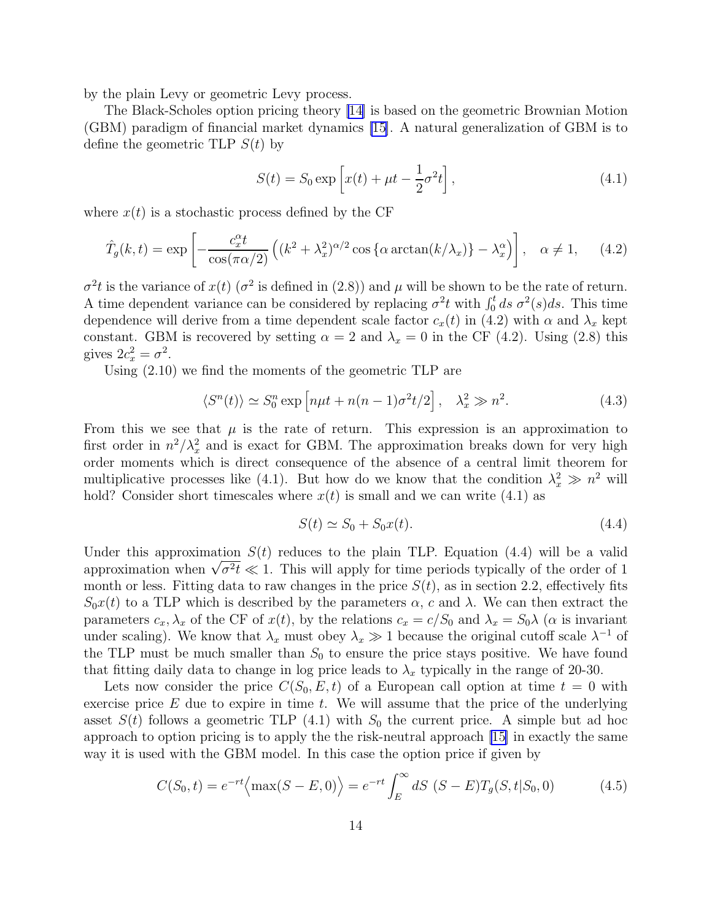by the plain Levy or geometric Levy process.

The Black-Scholes option pricing theory [14] is based on the geometric Brownian Motion (GBM) paradigm of financial market dynamics [15]. A natural generalization of GBM is to define the geometric TLP $S(t)$ by

$$S(t) = S_0 \exp\left[x(t) + \mu t - \frac{1}{2}\sigma^2 t\right], \tag{4.1}$$

where $x(t)$ is a stochastic process defined by the CF

$$\hat{T}_g(k,t) = \exp\left[-\frac{c_x^\alpha t}{\cos(\pi\alpha/2)}\left((k^2+\lambda_x^2)^{\alpha/2}\cos\left\{\alpha\arctan(k/\lambda_x)\right\} - \lambda_x^\alpha\right)\right], \quad \alpha \neq 1, \tag{4.2}$$

$\sigma^2 t$ is the variance of $x(t)$ ($\sigma^2$ is defined in (2.8)) and $\mu$ will be shown to be the rate of return. A time dependent variance can be considered by replacing $\sigma^2 t$ with $\int_0^t ds\ \sigma^2(s)ds$. This time dependence will derive from a time dependent scale factor $c_x(t)$ in (4.2) with $\alpha$ and $\lambda_x$ kept constant. GBM is recovered by setting $\alpha = 2$ and $\lambda_x = 0$ in the CF (4.2). Using (2.8) this gives $2c_x^2 = \sigma^2$.

Using (2.10) we find the moments of the geometric TLP are

$$\langle S^n(t)\rangle \simeq S_0^n \exp\left[n\mu t + n(n-1)\sigma^2 t/2\right], \quad \lambda_x^2 \gg n^2. \tag{4.3}$$

From this we see that $\mu$ is the rate of return. This expression is an approximation to first order in $n^2/\lambda_x^2$ and is exact for GBM. The approximation breaks down for very high order moments which is direct consequence of the absence of a central limit theorem for multiplicative processes like (4.1). But how do we know that the condition $\lambda_x^2 \gg n^2$ will hold? Consider short timescales where $x(t)$ is small and we can write (4.1) as

$$S(t) \simeq S_0 + S_0 x(t). \tag{4.4}$$

Under this approximation $S(t)$ reduces to the plain TLP. Equation (4.4) will be a valid approximation when $\sqrt{\sigma^2 t} \ll 1$. This will apply for time periods typically of the order of 1 month or less. Fitting data to raw changes in the price $S(t)$, as in section 2.2, effectively fits $S_0 x(t)$ to a TLP which is described by the parameters $\alpha$, $c$ and $\lambda$. We can then extract the parameters $c_x, \lambda_x$ of the CF of $x(t)$, by the relations $c_x = c/S_0$ and $\lambda_x = S_0\lambda$ ($\alpha$ is invariant under scaling). We know that $\lambda_x$ must obey $\lambda_x \gg 1$ because the original cutoff scale $\lambda^{-1}$ of the TLP must be much smaller than $S_0$ to ensure the price stays positive. We have found that fitting daily data to change in log price leads to $\lambda_x$ typically in the range of 20-30.

Lets now consider the price $C(S_0, E, t)$ of a European call option at time $t = 0$ with exercise price $E$ due to expire in time $t$. We will assume that the price of the underlying asset $S(t)$ follows a geometric TLP (4.1) with $S_0$ the current price. A simple but ad hoc approach to option pricing is to apply the the risk-neutral approach [15] in exactly the same way it is used with the GBM model. In this case the option price if given by

$$C(S_0, t) = e^{-rt}\Big\langle \max(S - E, 0)\Big\rangle = e^{-rt}\int_E^\infty dS\ (S - E)T_g(S, t|S_0, 0) \tag{4.5}$$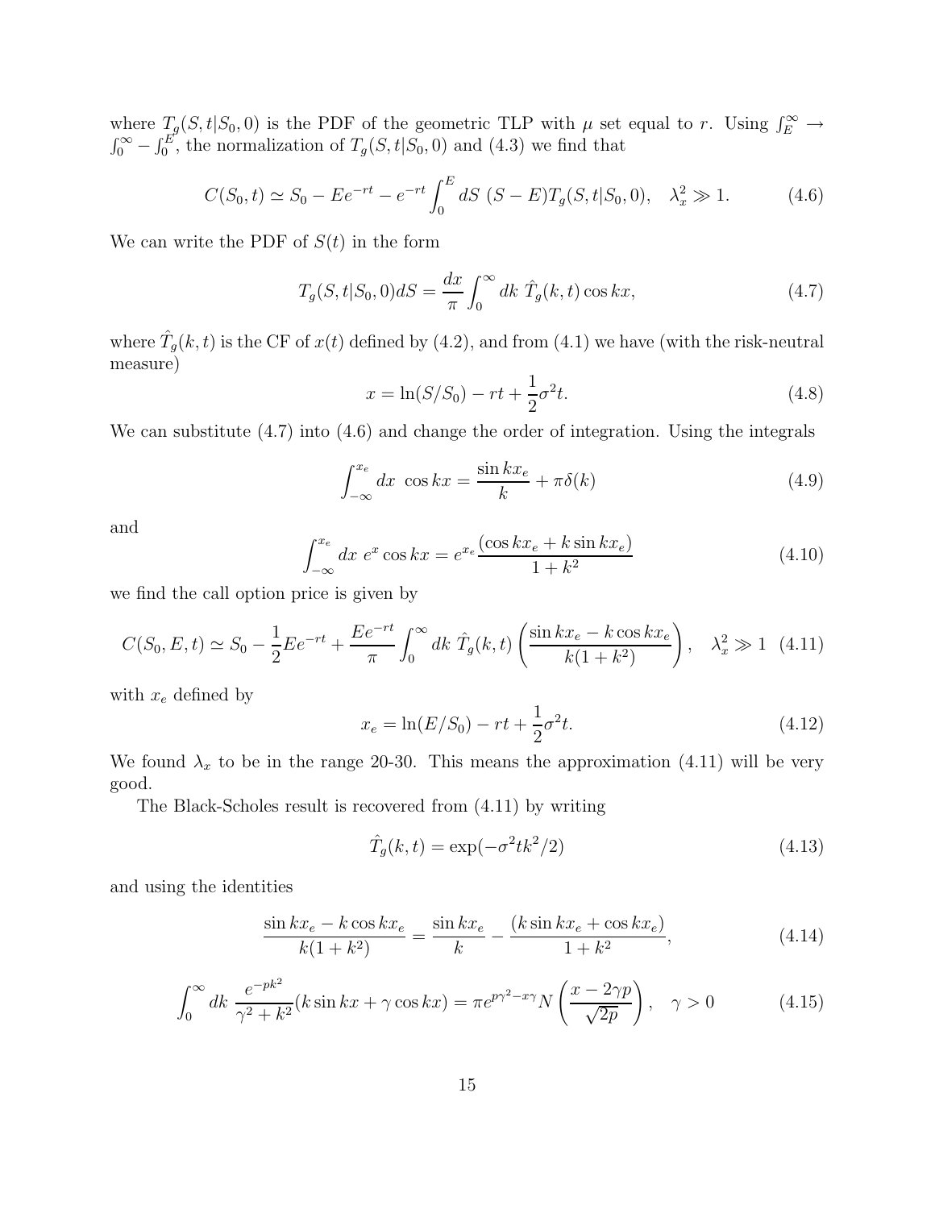where $T_g(S,t|S_0,0)$ is the PDF of the geometric TLP with $\mu$ set equal to $r$. Using $\int_E^\infty \to \int_0^\infty - \int_0^E$, the normalization of $T_g(S,t|S_0,0)$ and (4.3) we find that

$$C(S_0,t) \simeq S_0 - Ee^{-rt} - e^{-rt}\int_0^E dS\ (S-E)T_g(S,t|S_0,0), \quad \lambda_x^2 \gg 1. \tag{4.6}$$

We can write the PDF of $S(t)$ in the form

$$T_g(S,t|S_0,0)dS = \frac{dx}{\pi}\int_0^\infty dk\ \hat{T}_g(k,t)\cos kx, \tag{4.7}$$

where $\hat{T}_g(k,t)$ is the CF of $x(t)$ defined by (4.2), and from (4.1) we have (with the risk-neutral measure)

$$x = \ln(S/S_0) - rt + \frac{1}{2}\sigma^2 t. \tag{4.8}$$

We can substitute (4.7) into (4.6) and change the order of integration. Using the integrals

$$\int_{-\infty}^{x_e} dx\ \cos kx = \frac{\sin kx_e}{k} + \pi\delta(k) \tag{4.9}$$

and

$$\int_{-\infty}^{x_e} dx\ e^x \cos kx = e^{x_e}\frac{(\cos kx_e + k\sin kx_e)}{1+k^2} \tag{4.10}$$

we find the call option price is given by

$$C(S_0,E,t) \simeq S_0 - \frac{1}{2}Ee^{-rt} + \frac{Ee^{-rt}}{\pi}\int_0^\infty dk\ \hat{T}_g(k,t)\left(\frac{\sin kx_e - k\cos kx_e}{k(1+k^2)}\right), \quad \lambda_x^2 \gg 1 \tag{4.11}$$

with $x_e$ defined by

$$x_e = \ln(E/S_0) - rt + \frac{1}{2}\sigma^2 t. \tag{4.12}$$

We found $\lambda_x$ to be in the range 20-30. This means the approximation (4.11) will be very good.

The Black-Scholes result is recovered from (4.11) by writing

$$\hat{T}_g(k,t) = \exp(-\sigma^2 t k^2/2) \tag{4.13}$$

and using the identities

$$\frac{\sin kx_e - k\cos kx_e}{k(1+k^2)} = \frac{\sin kx_e}{k} - \frac{(k\sin kx_e + \cos kx_e)}{1+k^2}, \tag{4.14}$$

$$\int_0^\infty dk\ \frac{e^{-pk^2}}{\gamma^2+k^2}(k\sin kx + \gamma\cos kx) = \pi e^{p\gamma^2 - x\gamma}N\left(\frac{x-2\gamma p}{\sqrt{2p}}\right), \quad \gamma > 0 \tag{4.15}$$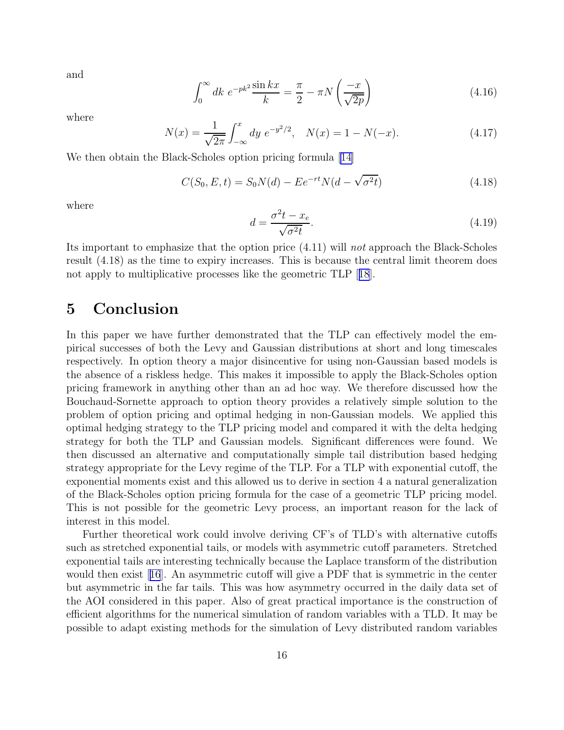and

$$\int_0^\infty dk\ e^{-pk^2} \frac{\sin kx}{k} = \frac{\pi}{2} - \pi N\left(\frac{-x}{\sqrt{2p}}\right) \tag{4.16}$$

where

$$N(x) = \frac{1}{\sqrt{2\pi}} \int_{-\infty}^{x} dy\ e^{-y^2/2}, \quad N(x) = 1 - N(-x). \tag{4.17}$$

We then obtain the Black-Scholes option pricing formula [14]

$$C(S_0, E, t) = S_0 N(d) - E e^{-rt} N(d - \sqrt{\sigma^2 t}) \tag{4.18}$$

where

$$d = \frac{\sigma^2 t - x_e}{\sqrt{\sigma^2 t}}. \tag{4.19}$$

Its important to emphasize that the option price (4.11) will *not* approach the Black-Scholes result (4.18) as the time to expiry increases. This is because the central limit theorem does not apply to multiplicative processes like the geometric TLP [18].

# 5 Conclusion

In this paper we have further demonstrated that the TLP can effectively model the empirical successes of both the Levy and Gaussian distributions at short and long timescales respectively. In option theory a major disincentive for using non-Gaussian based models is the absence of a riskless hedge. This makes it impossible to apply the Black-Scholes option pricing framework in anything other than an ad hoc way. We therefore discussed how the Bouchaud-Sornette approach to option theory provides a relatively simple solution to the problem of option pricing and optimal hedging in non-Gaussian models. We applied this optimal hedging strategy to the TLP pricing model and compared it with the delta hedging strategy for both the TLP and Gaussian models. Significant differences were found. We then discussed an alternative and computationally simple tail distribution based hedging strategy appropriate for the Levy regime of the TLP. For a TLP with exponential cutoff, the exponential moments exist and this allowed us to derive in section 4 a natural generalization of the Black-Scholes option pricing formula for the case of a geometric TLP pricing model. This is not possible for the geometric Levy process, an important reason for the lack of interest in this model.

Further theoretical work could involve deriving CF's of TLD's with alternative cutoffs such as stretched exponential tails, or models with asymmetric cutoff parameters. Stretched exponential tails are interesting technically because the Laplace transform of the distribution would then exist [16]. An asymmetric cutoff will give a PDF that is symmetric in the center but asymmetric in the far tails. This was how asymmetry occurred in the daily data set of the AOI considered in this paper. Also of great practical importance is the construction of efficient algorithms for the numerical simulation of random variables with a TLD. It may be possible to adapt existing methods for the simulation of Levy distributed random variables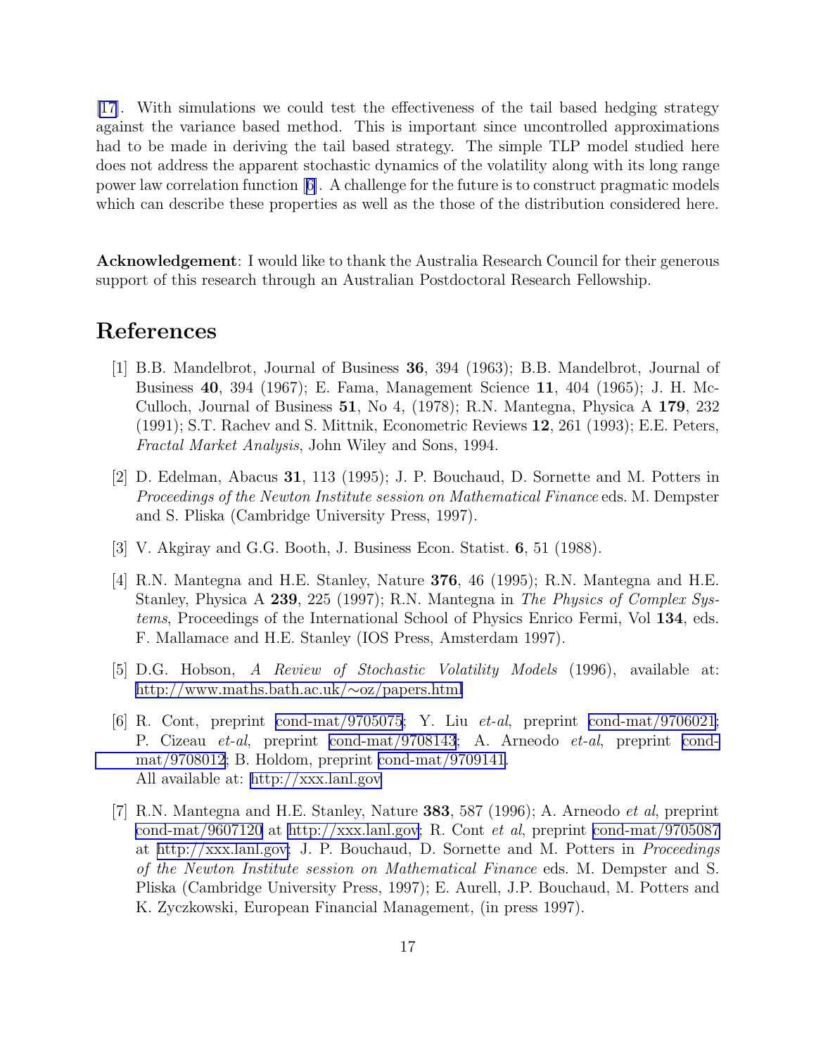[17]. With simulations we could test the effectiveness of the tail based hedging strategy against the variance based method. This is important since uncontrolled approximations had to be made in deriving the tail based strategy. The simple TLP model studied here does not address the apparent stochastic dynamics of the volatility along with its long range power law correlation function [6]. A challenge for the future is to construct pragmatic models which can describe these properties as well as the those of the distribution considered here.

**Acknowledgement**: I would like to thank the Australia Research Council for their generous support of this research through an Australian Postdoctoral Research Fellowship.

# References

[1] B.B. Mandelbrot, Journal of Business **36**, 394 (1963); B.B. Mandelbrot, Journal of Business **40**, 394 (1967); E. Fama, Management Science **11**, 404 (1965); J. H. McCulloch, Journal of Business **51**, No 4, (1978); R.N. Mantegna, Physica A **179**, 232 (1991); S.T. Rachev and S. Mittnik, Econometric Reviews **12**, 261 (1993); E.E. Peters, *Fractal Market Analysis*, John Wiley and Sons, 1994.

[2] D. Edelman, Abacus **31**, 113 (1995); J. P. Bouchaud, D. Sornette and M. Potters in *Proceedings of the Newton Institute session on Mathematical Finance* eds. M. Dempster and S. Pliska (Cambridge University Press, 1997).

[3] V. Akgiray and G.G. Booth, J. Business Econ. Statist. **6**, 51 (1988).

[4] R.N. Mantegna and H.E. Stanley, Nature **376**, 46 (1995); R.N. Mantegna and H.E. Stanley, Physica A **239**, 225 (1997); R.N. Mantegna in *The Physics of Complex Systems*, Proceedings of the International School of Physics Enrico Fermi, Vol **134**, eds. F. Mallamace and H.E. Stanley (IOS Press, Amsterdam 1997).

[5] D.G. Hobson, *A Review of Stochastic Volatility Models* (1996), available at: http://www.maths.bath.ac.uk/∼oz/papers.html

[6] R. Cont, preprint cond-mat/9705075; Y. Liu *et-al*, preprint cond-mat/9706021; P. Cizeau *et-al*, preprint cond-mat/9708143; A. Arneodo *et-al*, preprint cond-mat/9708012; B. Holdom, preprint cond-mat/9709141.
All available at: http://xxx.lanl.gov

[7] R.N. Mantegna and H.E. Stanley, Nature **383**, 587 (1996); A. Arneodo *et al*, preprint cond-mat/9607120 at http://xxx.lanl.gov; R. Cont *et al*, preprint cond-mat/9705087 at http://xxx.lanl.gov; J. P. Bouchaud, D. Sornette and M. Potters in *Proceedings of the Newton Institute session on Mathematical Finance* eds. M. Dempster and S. Pliska (Cambridge University Press, 1997); E. Aurell, J.P. Bouchaud, M. Potters and K. Zyczkowski, European Financial Management, (in press 1997).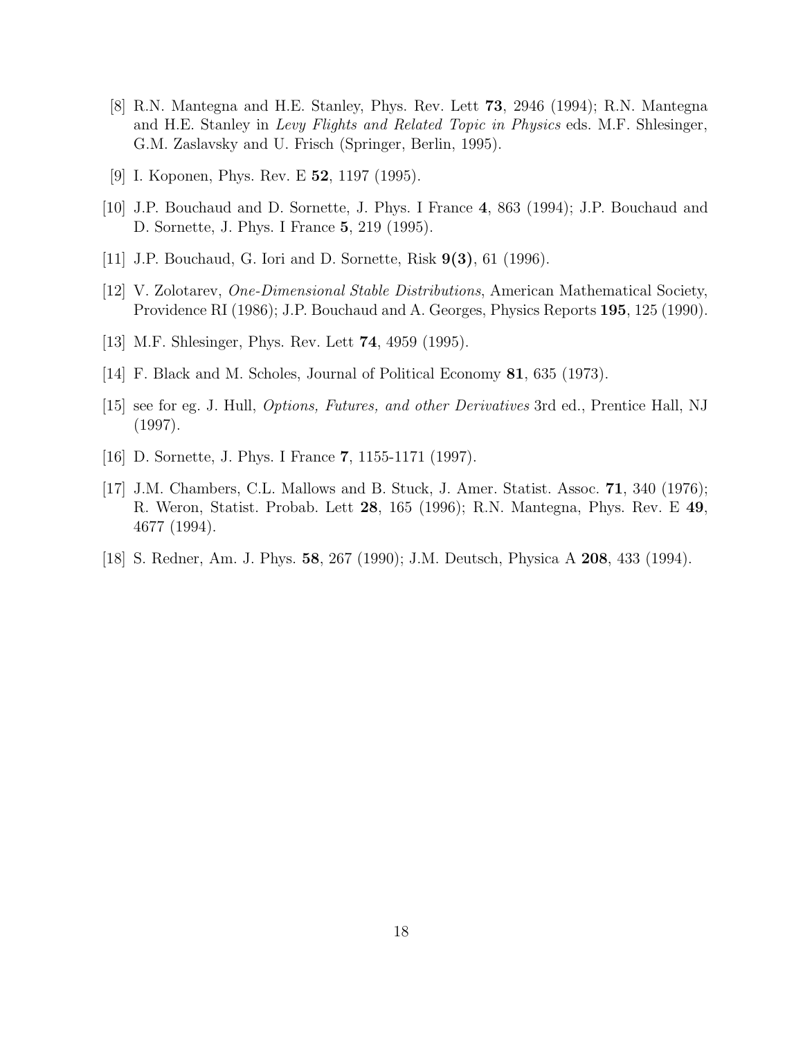[8] R.N. Mantegna and H.E. Stanley, Phys. Rev. Lett **73**, 2946 (1994); R.N. Mantegna and H.E. Stanley in *Levy Flights and Related Topic in Physics* eds. M.F. Shlesinger, G.M. Zaslavsky and U. Frisch (Springer, Berlin, 1995).

[9] I. Koponen, Phys. Rev. E **52**, 1197 (1995).

[10] J.P. Bouchaud and D. Sornette, J. Phys. I France **4**, 863 (1994); J.P. Bouchaud and D. Sornette, J. Phys. I France **5**, 219 (1995).

[11] J.P. Bouchaud, G. Iori and D. Sornette, Risk **9(3)**, 61 (1996).

[12] V. Zolotarev, *One-Dimensional Stable Distributions*, American Mathematical Society, Providence RI (1986); J.P. Bouchaud and A. Georges, Physics Reports **195**, 125 (1990).

[13] M.F. Shlesinger, Phys. Rev. Lett **74**, 4959 (1995).

[14] F. Black and M. Scholes, Journal of Political Economy **81**, 635 (1973).

[15] see for eg. J. Hull, *Options, Futures, and other Derivatives* 3rd ed., Prentice Hall, NJ (1997).

[16] D. Sornette, J. Phys. I France **7**, 1155-1171 (1997).

[17] J.M. Chambers, C.L. Mallows and B. Stuck, J. Amer. Statist. Assoc. **71**, 340 (1976); R. Weron, Statist. Probab. Lett **28**, 165 (1996); R.N. Mantegna, Phys. Rev. E **49**, 4677 (1994).

[18] S. Redner, Am. J. Phys. **58**, 267 (1990); J.M. Deutsch, Physica A **208**, 433 (1994).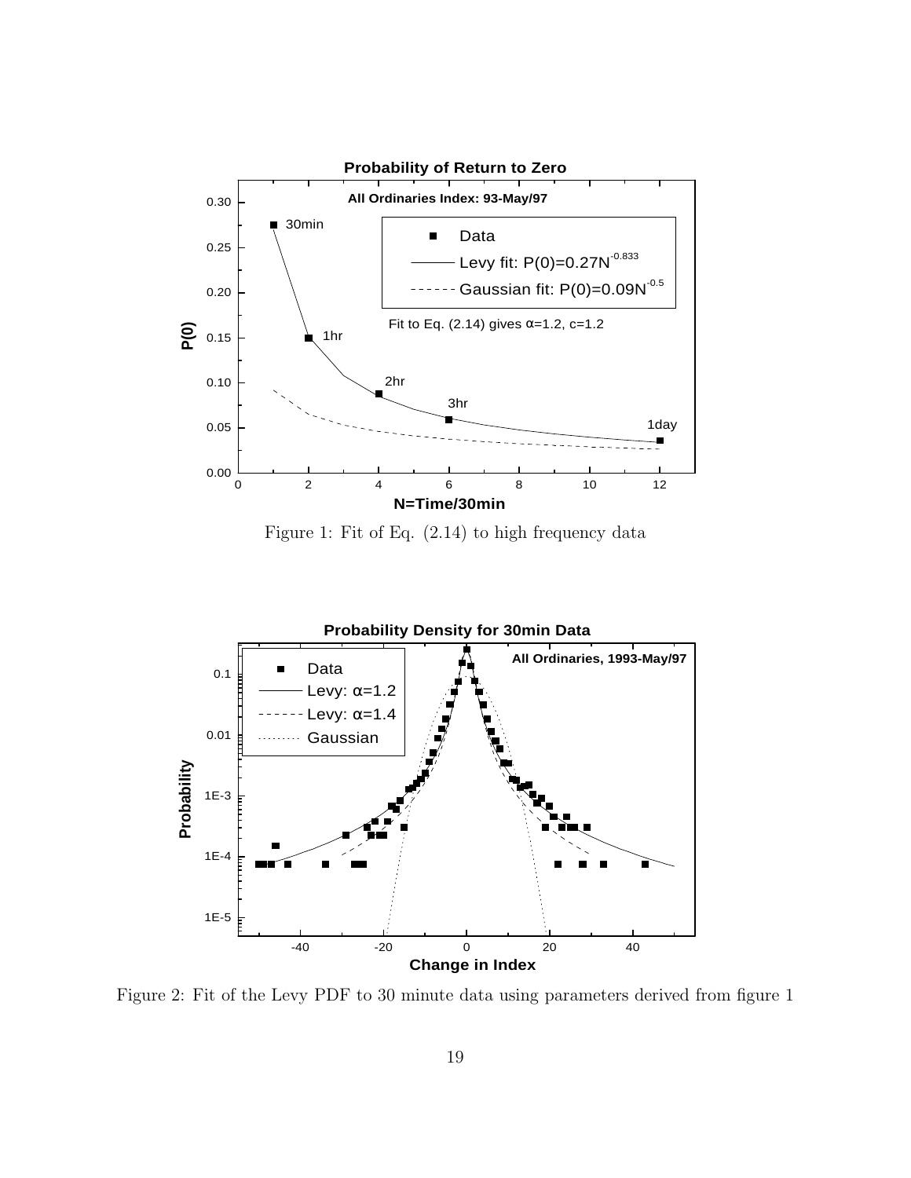Figure 1: Fit of Eq. (2.14) to high frequency data

Figure 2: Fit of the Levy PDF to 30 minute data using parameters derived from figure 1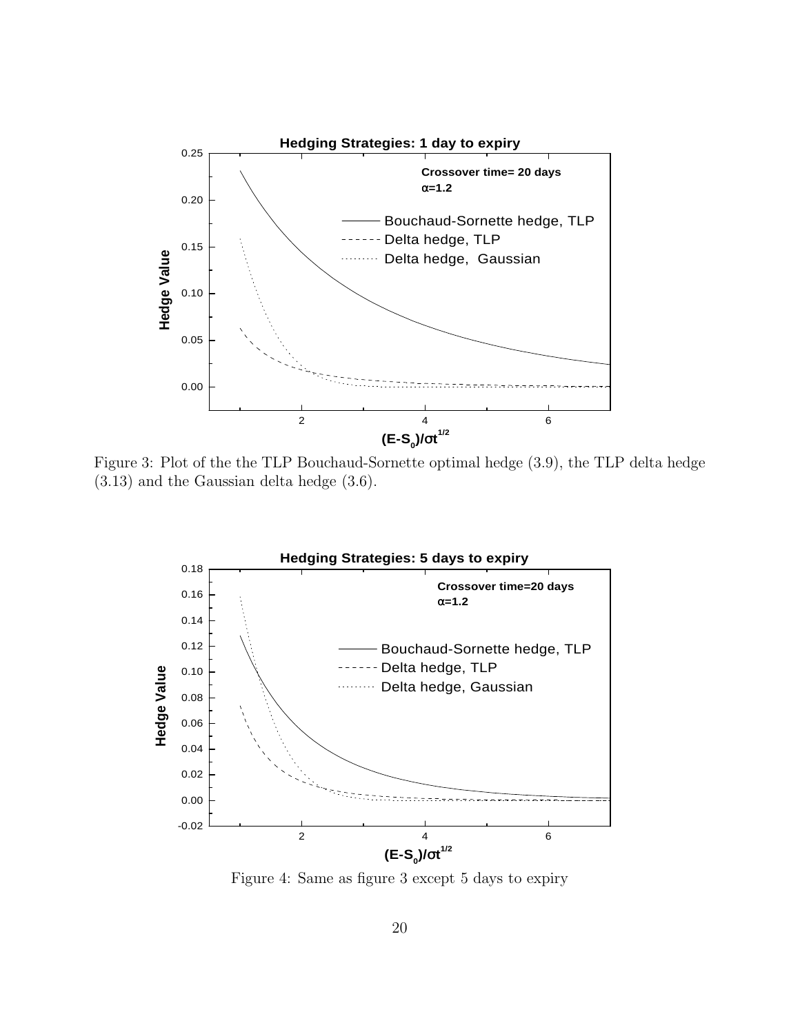Figure 3: Plot of the the TLP Bouchaud-Sornette optimal hedge (3.9), the TLP delta hedge (3.13) and the Gaussian delta hedge (3.6).

Figure 4: Same as figure 3 except 5 days to expiry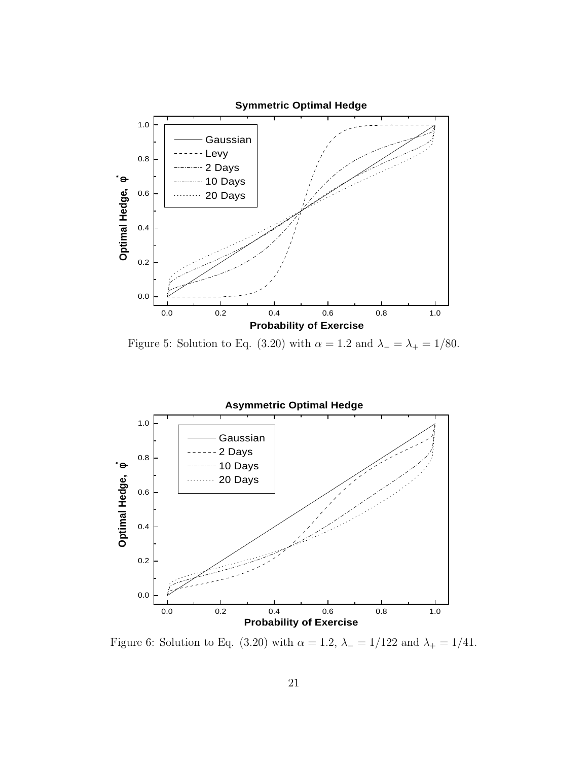Symmetric Optimal Hedge

Optimal Hedge, $\varphi^*$

Probability of Exercise

Gaussian
Levy
2 Days
10 Days
20 Days

0.0
0.2
0.4
0.6
0.8
1.0

0.0
0.2
0.4
0.6
0.8
1.0

Figure 5: Solution to Eq. (3.20) with $\alpha = 1.2$ and $\lambda_- = \lambda_+ = 1/80$.

Asymmetric Optimal Hedge

Optimal Hedge, $\varphi^*$

Probability of Exercise

Gaussian
2 Days
10 Days
20 Days

0.0
0.2
0.4
0.6
0.8
1.0

0.0
0.2
0.4
0.6
0.8
1.0

Figure 6: Solution to Eq. (3.20) with $\alpha = 1.2$, $\lambda_- = 1/122$ and $\lambda_+ = 1/41$.